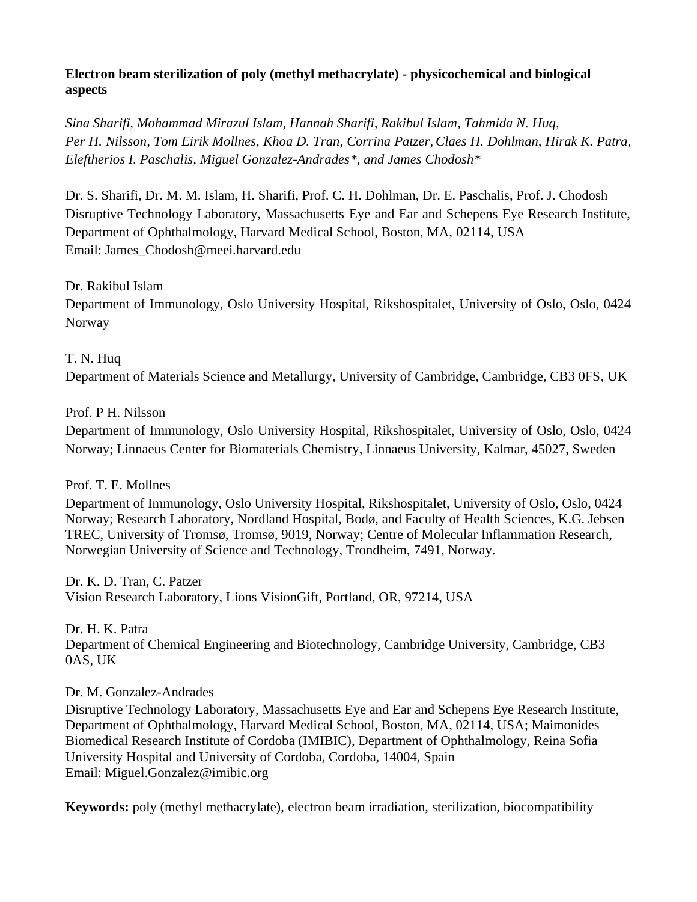**Electron beam sterilization of poly (methyl methacrylate) - physicochemical and biological aspects**

*Sina Sharifi, Mohammad Mirazul Islam, Hannah Sharifi, Rakibul Islam, Tahmida N. Huq, Per H. Nilsson, Tom Eirik Mollnes, Khoa D. Tran, Corrina Patzer, Claes H. Dohlman, Hirak K. Patra, Eleftherios I. Paschalis, Miguel Gonzalez-Andrades*, and James Chodosh**

Dr. S. Sharifi, Dr. M. M. Islam, H. Sharifi, Prof. C. H. Dohlman, Dr. E. Paschalis, Prof. J. Chodosh
Disruptive Technology Laboratory, Massachusetts Eye and Ear and Schepens Eye Research Institute, Department of Ophthalmology, Harvard Medical School, Boston, MA, 02114, USA
Email: James_Chodosh@meei.harvard.edu

Dr. Rakibul Islam
Department of Immunology, Oslo University Hospital, Rikshospitalet, University of Oslo, Oslo, 0424 Norway

T. N. Huq
Department of Materials Science and Metallurgy, University of Cambridge, Cambridge, CB3 0FS, UK

Prof. P H. Nilsson
Department of Immunology, Oslo University Hospital, Rikshospitalet, University of Oslo, Oslo, 0424 Norway; Linnaeus Center for Biomaterials Chemistry, Linnaeus University, Kalmar, 45027, Sweden

Prof. T. E. Mollnes
Department of Immunology, Oslo University Hospital, Rikshospitalet, University of Oslo, Oslo, 0424 Norway; Research Laboratory, Nordland Hospital, Bodø, and Faculty of Health Sciences, K.G. Jebsen TREC, University of Tromsø, Tromsø, 9019, Norway; Centre of Molecular Inflammation Research, Norwegian University of Science and Technology, Trondheim, 7491, Norway.

Dr. K. D. Tran, C. Patzer
Vision Research Laboratory, Lions VisionGift, Portland, OR, 97214, USA

Dr. H. K. Patra
Department of Chemical Engineering and Biotechnology, Cambridge University, Cambridge, CB3 0AS, UK

Dr. M. Gonzalez-Andrades
Disruptive Technology Laboratory, Massachusetts Eye and Ear and Schepens Eye Research Institute, Department of Ophthalmology, Harvard Medical School, Boston, MA, 02114, USA; Maimonides Biomedical Research Institute of Cordoba (IMIBIC), Department of Ophthalmology, Reina Sofia University Hospital and University of Cordoba, Cordoba, 14004, Spain
Email: Miguel.Gonzalez@imibic.org

**Keywords:** poly (methyl methacrylate), electron beam irradiation, sterilization, biocompatibility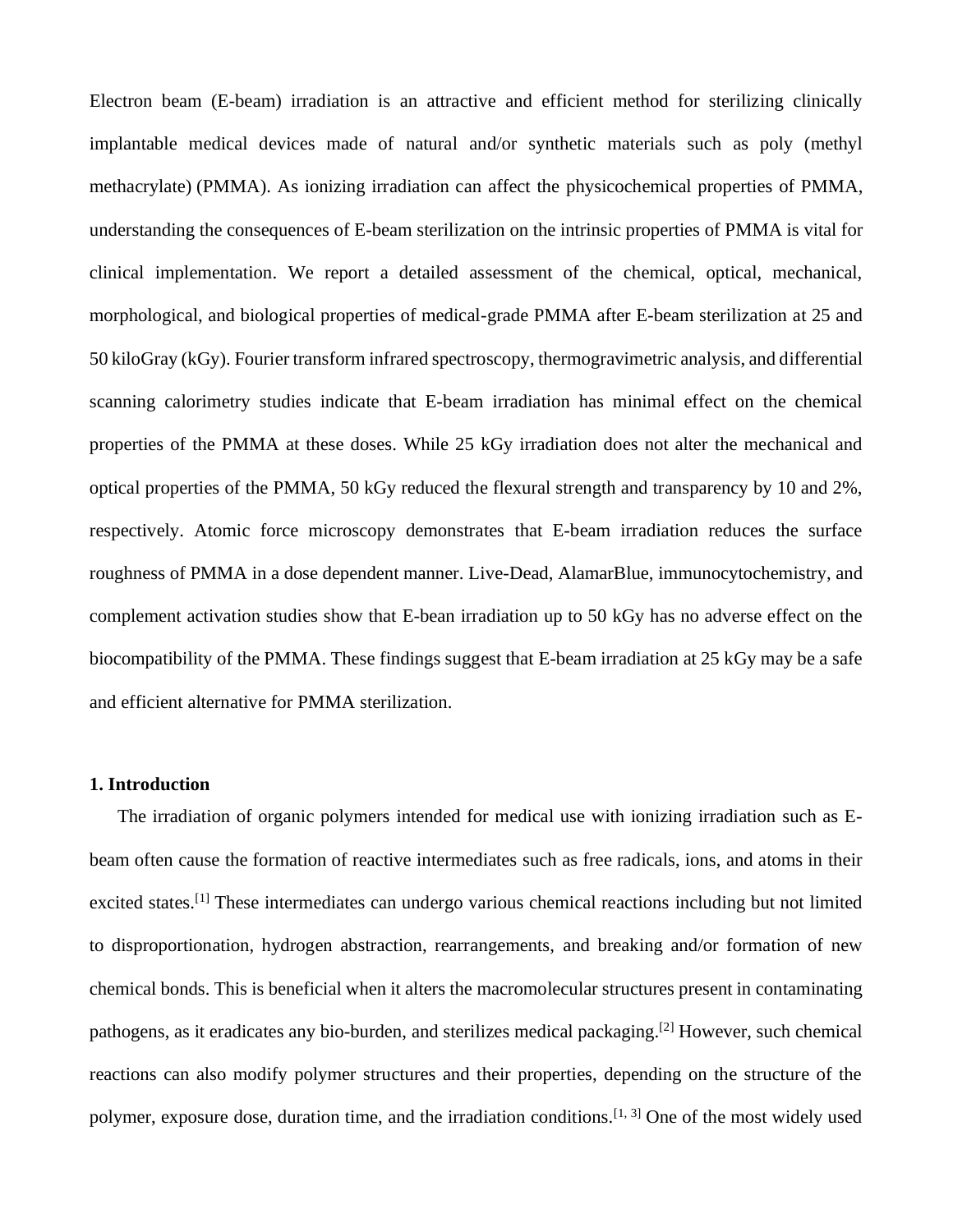Electron beam (E-beam) irradiation is an attractive and efficient method for sterilizing clinically implantable medical devices made of natural and/or synthetic materials such as poly (methyl methacrylate) (PMMA). As ionizing irradiation can affect the physicochemical properties of PMMA, understanding the consequences of E-beam sterilization on the intrinsic properties of PMMA is vital for clinical implementation. We report a detailed assessment of the chemical, optical, mechanical, morphological, and biological properties of medical-grade PMMA after E-beam sterilization at 25 and 50 kiloGray (kGy). Fourier transform infrared spectroscopy, thermogravimetric analysis, and differential scanning calorimetry studies indicate that E-beam irradiation has minimal effect on the chemical properties of the PMMA at these doses. While 25 kGy irradiation does not alter the mechanical and optical properties of the PMMA, 50 kGy reduced the flexural strength and transparency by 10 and 2%, respectively. Atomic force microscopy demonstrates that E-beam irradiation reduces the surface roughness of PMMA in a dose dependent manner. Live-Dead, AlamarBlue, immunocytochemistry, and complement activation studies show that E-bean irradiation up to 50 kGy has no adverse effect on the biocompatibility of the PMMA. These findings suggest that E-beam irradiation at 25 kGy may be a safe and efficient alternative for PMMA sterilization.

## 1. Introduction

The irradiation of organic polymers intended for medical use with ionizing irradiation such as E-beam often cause the formation of reactive intermediates such as free radicals, ions, and atoms in their excited states.[1] These intermediates can undergo various chemical reactions including but not limited to disproportionation, hydrogen abstraction, rearrangements, and breaking and/or formation of new chemical bonds. This is beneficial when it alters the macromolecular structures present in contaminating pathogens, as it eradicates any bio-burden, and sterilizes medical packaging.[2] However, such chemical reactions can also modify polymer structures and their properties, depending on the structure of the polymer, exposure dose, duration time, and the irradiation conditions.[1, 3] One of the most widely used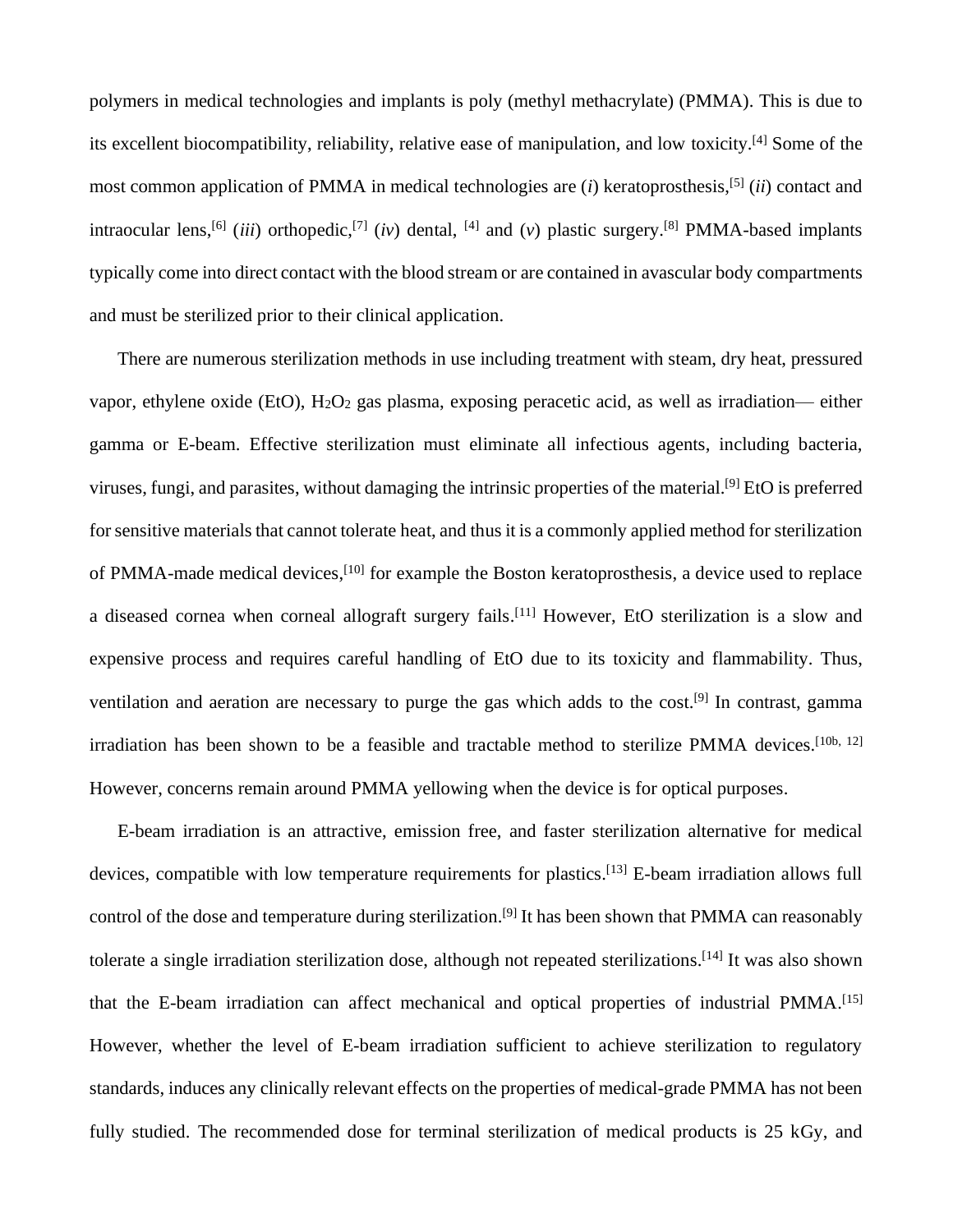polymers in medical technologies and implants is poly (methyl methacrylate) (PMMA). This is due to its excellent biocompatibility, reliability, relative ease of manipulation, and low toxicity.[4] Some of the most common application of PMMA in medical technologies are (*i*) keratoprosthesis,[5] (*ii*) contact and intraocular lens,[6] (*iii*) orthopedic,[7] (*iv*) dental, [4] and (*v*) plastic surgery.[8] PMMA-based implants typically come into direct contact with the blood stream or are contained in avascular body compartments and must be sterilized prior to their clinical application.

There are numerous sterilization methods in use including treatment with steam, dry heat, pressured vapor, ethylene oxide (EtO), $H_2O_2$ gas plasma, exposing peracetic acid, as well as irradiation— either gamma or E-beam. Effective sterilization must eliminate all infectious agents, including bacteria, viruses, fungi, and parasites, without damaging the intrinsic properties of the material.[9] EtO is preferred for sensitive materials that cannot tolerate heat, and thus it is a commonly applied method for sterilization of PMMA-made medical devices,[10] for example the Boston keratoprosthesis, a device used to replace a diseased cornea when corneal allograft surgery fails.[11] However, EtO sterilization is a slow and expensive process and requires careful handling of EtO due to its toxicity and flammability. Thus, ventilation and aeration are necessary to purge the gas which adds to the cost.[9] In contrast, gamma irradiation has been shown to be a feasible and tractable method to sterilize PMMA devices.[10b, 12] However, concerns remain around PMMA yellowing when the device is for optical purposes.

E-beam irradiation is an attractive, emission free, and faster sterilization alternative for medical devices, compatible with low temperature requirements for plastics.[13] E-beam irradiation allows full control of the dose and temperature during sterilization.[9] It has been shown that PMMA can reasonably tolerate a single irradiation sterilization dose, although not repeated sterilizations.[14] It was also shown that the E-beam irradiation can affect mechanical and optical properties of industrial PMMA.[15] However, whether the level of E-beam irradiation sufficient to achieve sterilization to regulatory standards, induces any clinically relevant effects on the properties of medical-grade PMMA has not been fully studied. The recommended dose for terminal sterilization of medical products is 25 kGy, and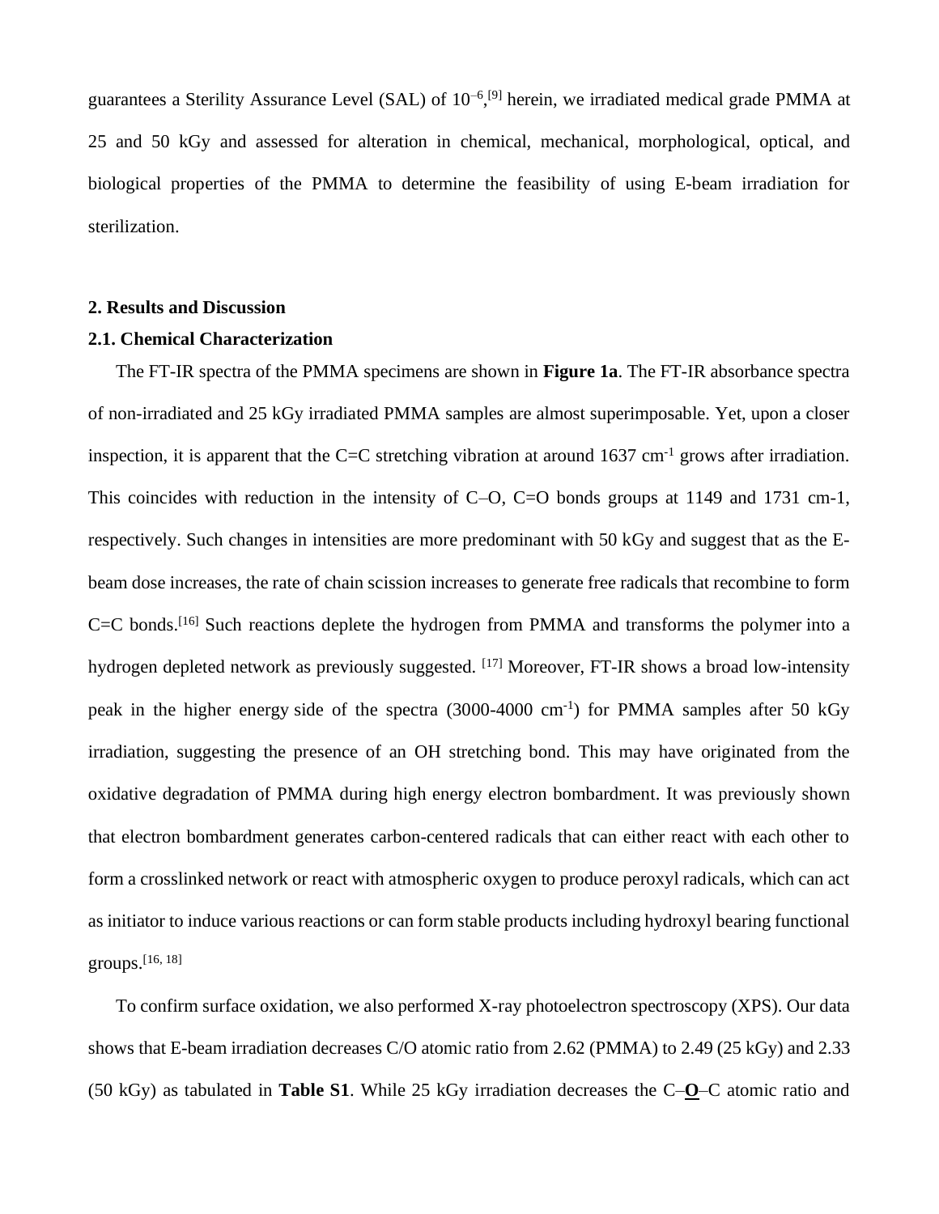guarantees a Sterility Assurance Level (SAL) of $10^{-6}$,[9] herein, we irradiated medical grade PMMA at 25 and 50 kGy and assessed for alteration in chemical, mechanical, morphological, optical, and biological properties of the PMMA to determine the feasibility of using E-beam irradiation for sterilization.

## 2. Results and Discussion

### 2.1. Chemical Characterization

The FT-IR spectra of the PMMA specimens are shown in **Figure 1a**. The FT-IR absorbance spectra of non-irradiated and 25 kGy irradiated PMMA samples are almost superimposable. Yet, upon a closer inspection, it is apparent that the C=C stretching vibration at around 1637 $cm^{-1}$ grows after irradiation. This coincides with reduction in the intensity of C–O, C=O bonds groups at 1149 and 1731 cm-1, respectively. Such changes in intensities are more predominant with 50 kGy and suggest that as the E-beam dose increases, the rate of chain scission increases to generate free radicals that recombine to form C=C bonds.[16] Such reactions deplete the hydrogen from PMMA and transforms the polymer into a hydrogen depleted network as previously suggested. [17] Moreover, FT-IR shows a broad low-intensity peak in the higher energy side of the spectra (3000-4000 $cm^{-1}$) for PMMA samples after 50 kGy irradiation, suggesting the presence of an OH stretching bond. This may have originated from the oxidative degradation of PMMA during high energy electron bombardment. It was previously shown that electron bombardment generates carbon-centered radicals that can either react with each other to form a crosslinked network or react with atmospheric oxygen to produce peroxyl radicals, which can act as initiator to induce various reactions or can form stable products including hydroxyl bearing functional groups.[16, 18]

To confirm surface oxidation, we also performed X-ray photoelectron spectroscopy (XPS). Our data shows that E-beam irradiation decreases C/O atomic ratio from 2.62 (PMMA) to 2.49 (25 kGy) and 2.33 (50 kGy) as tabulated in **Table S1**. While 25 kGy irradiation decreases the C–**O**–C atomic ratio and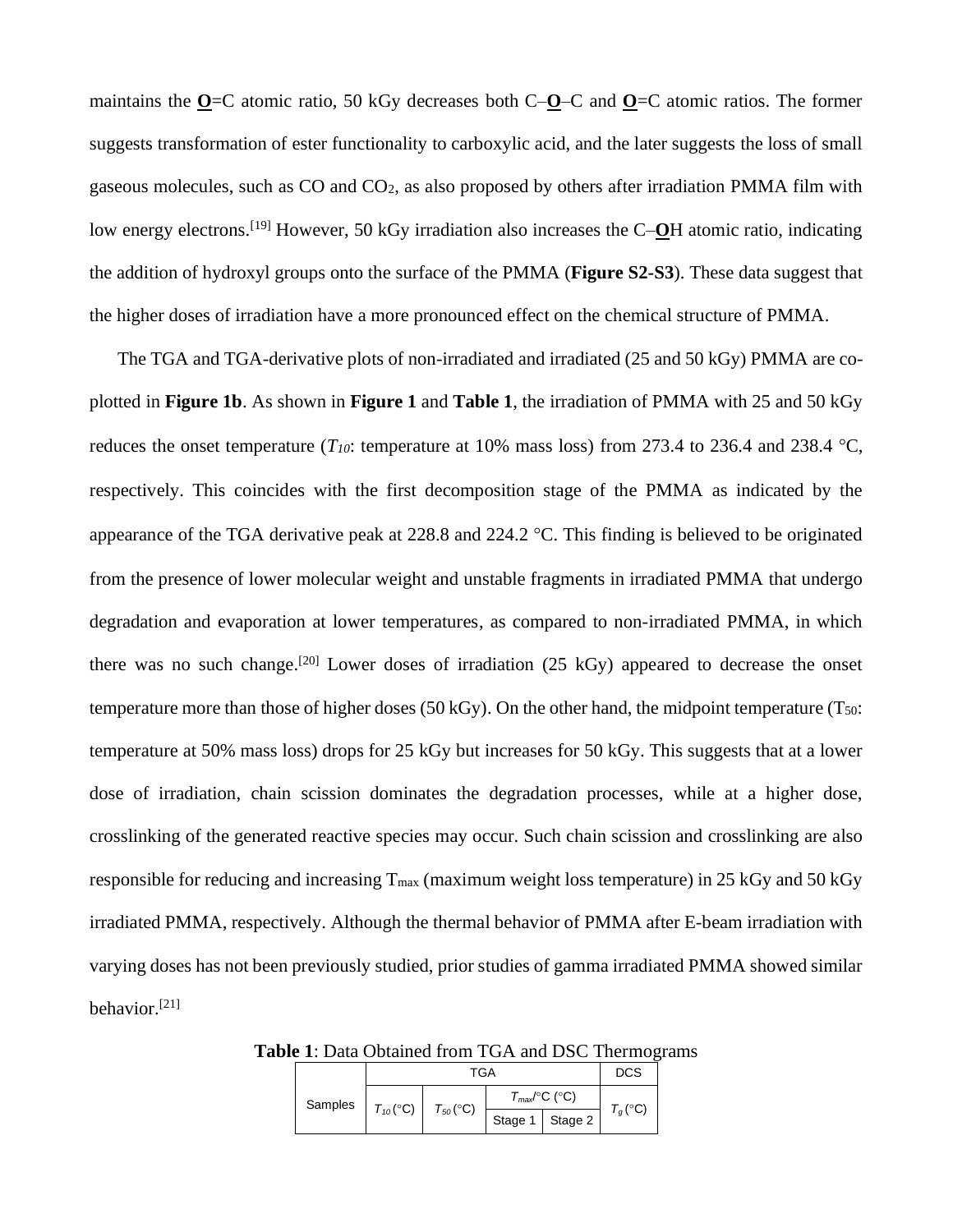maintains the **O**=C atomic ratio, 50 kGy decreases both C–**O**–C and **O**=C atomic ratios. The former suggests transformation of ester functionality to carboxylic acid, and the later suggests the loss of small gaseous molecules, such as CO and $CO_2$, as also proposed by others after irradiation PMMA film with low energy electrons.[19] However, 50 kGy irradiation also increases the C–**O**H atomic ratio, indicating the addition of hydroxyl groups onto the surface of the PMMA (**Figure S2-S3**). These data suggest that the higher doses of irradiation have a more pronounced effect on the chemical structure of PMMA.

The TGA and TGA-derivative plots of non-irradiated and irradiated (25 and 50 kGy) PMMA are co-plotted in **Figure 1b**. As shown in **Figure 1** and **Table 1**, the irradiation of PMMA with 25 and 50 kGy reduces the onset temperature ($T_{10}$: temperature at 10% mass loss) from 273.4 to 236.4 and 238.4 °C, respectively. This coincides with the first decomposition stage of the PMMA as indicated by the appearance of the TGA derivative peak at 228.8 and 224.2 °C. This finding is believed to be originated from the presence of lower molecular weight and unstable fragments in irradiated PMMA that undergo degradation and evaporation at lower temperatures, as compared to non-irradiated PMMA, in which there was no such change.[20] Lower doses of irradiation (25 kGy) appeared to decrease the onset temperature more than those of higher doses (50 kGy). On the other hand, the midpoint temperature ($T_{50}$: temperature at 50% mass loss) drops for 25 kGy but increases for 50 kGy. This suggests that at a lower dose of irradiation, chain scission dominates the degradation processes, while at a higher dose, crosslinking of the generated reactive species may occur. Such chain scission and crosslinking are also responsible for reducing and increasing $T_{max}$ (maximum weight loss temperature) in 25 kGy and 50 kGy irradiated PMMA, respectively. Although the thermal behavior of PMMA after E-beam irradiation with varying doses has not been previously studied, prior studies of gamma irradiated PMMA showed similar behavior.[21]

**Table 1**: Data Obtained from TGA and DSC Thermograms

| Samples | TGA | | | | DCS |
|---|---|---|---|---|---|
| | $T_{10}$ (°C) | $T_{50}$ (°C) | $T_{max}$/°C (°C) | | $T_g$ (°C) |
| | | | Stage 1 | Stage 2 | |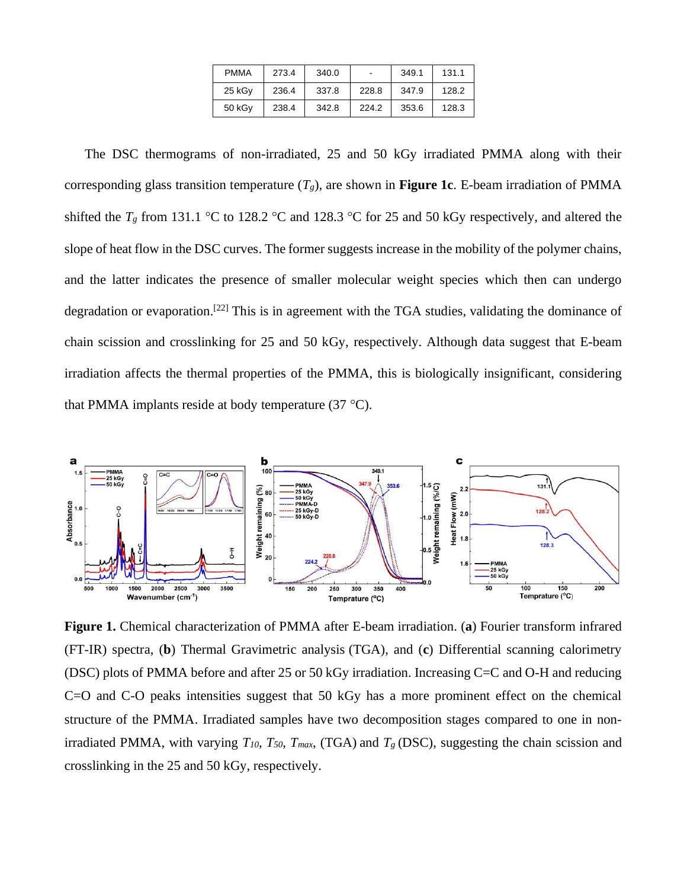| | | | | | |
|---|---|---|---|---|---|
| PMMA | 273.4 | 340.0 | - | 349.1 | 131.1 |
| 25 kGy | 236.4 | 337.8 | 228.8 | 347.9 | 128.2 |
| 50 kGy | 238.4 | 342.8 | 224.2 | 353.6 | 128.3 |

The DSC thermograms of non-irradiated, 25 and 50 kGy irradiated PMMA along with their corresponding glass transition temperature ($T_g$), are shown in **Figure 1c**. E-beam irradiation of PMMA shifted the $T_g$ from 131.1 °C to 128.2 °C and 128.3 °C for 25 and 50 kGy respectively, and altered the slope of heat flow in the DSC curves. The former suggests increase in the mobility of the polymer chains, and the latter indicates the presence of smaller molecular weight species which then can undergo degradation or evaporation.[22] This is in agreement with the TGA studies, validating the dominance of chain scission and crosslinking for 25 and 50 kGy, respectively. Although data suggest that E-beam irradiation affects the thermal properties of the PMMA, this is biologically insignificant, considering that PMMA implants reside at body temperature (37 °C).

a

PMMA
25 kGy
50 kGy

C=C
C=O

1600 1620 1640 1660
1700 1720 1740 1760

Absorbance
1.5
1.0
0.5
0.0

C=O
C–O
C=C
O–H

500 1000 1500 2000 2500 3000 3500
Wavenumber (cm$^{-1}$)

b

Weight remaining (%)
100
80
60
40
20
0

Weight remaining (%/C)
1.5
1.0
0.5
0.0

PMMA
25 kGy
50 kGy
PMMA-D
25 kGy-D
50 kGy-D

349.1
347.9
353.6
228.8
224.2

150 200 250 300 350 400
Temprature (°C)

c

Heat Flow (mW)
2.2
2.0
1.8
1.6

131.1
128.2
128.3

PMMA
25 kGy
50 kGy

50 100 150 200
Temprature (°C)

**Figure 1.** Chemical characterization of PMMA after E-beam irradiation. (**a**) Fourier transform infrared (FT-IR) spectra, (**b**) Thermal Gravimetric analysis (TGA), and (**c**) Differential scanning calorimetry (DSC) plots of PMMA before and after 25 or 50 kGy irradiation. Increasing C=C and O-H and reducing C=O and C-O peaks intensities suggest that 50 kGy has a more prominent effect on the chemical structure of the PMMA. Irradiated samples have two decomposition stages compared to one in non-irradiated PMMA, with varying $T_{10}$, $T_{50}$, $T_{max}$, (TGA) and $T_g$ (DSC), suggesting the chain scission and crosslinking in the 25 and 50 kGy, respectively.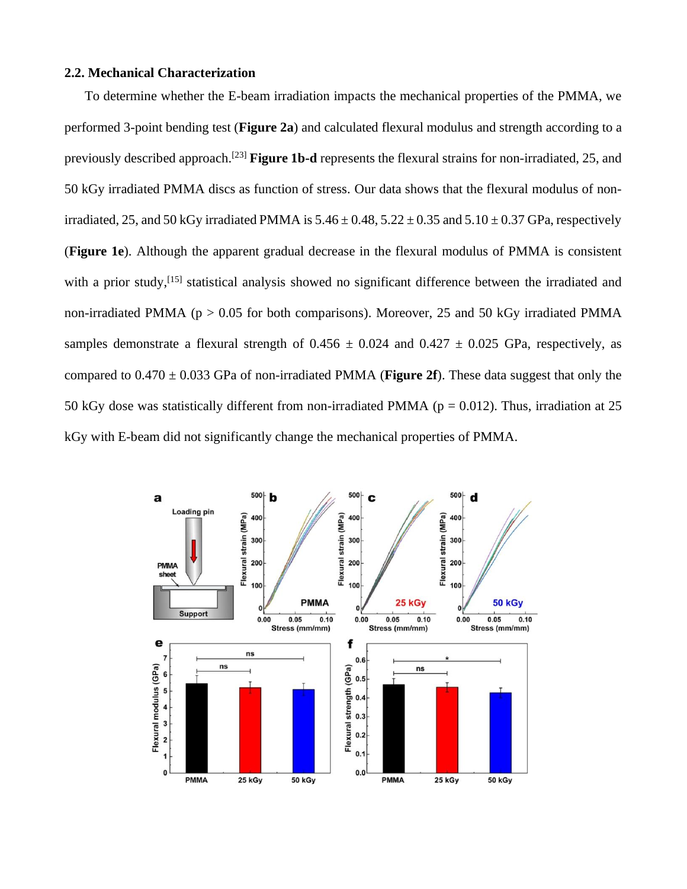### 2.2. Mechanical Characterization

To determine whether the E-beam irradiation impacts the mechanical properties of the PMMA, we performed 3-point bending test (**Figure 2a**) and calculated flexural modulus and strength according to a previously described approach.[23] **Figure 1b-d** represents the flexural strains for non-irradiated, 25, and 50 kGy irradiated PMMA discs as function of stress. Our data shows that the flexural modulus of non-irradiated, 25, and 50 kGy irradiated PMMA is $5.46 \pm 0.48$, $5.22 \pm 0.35$ and $5.10 \pm 0.37$ GPa, respectively (**Figure 1e**). Although the apparent gradual decrease in the flexural modulus of PMMA is consistent with a prior study,[15] statistical analysis showed no significant difference between the irradiated and non-irradiated PMMA ($p > 0.05$ for both comparisons). Moreover, 25 and 50 kGy irradiated PMMA samples demonstrate a flexural strength of $0.456 \pm 0.024$ and $0.427 \pm 0.025$ GPa, respectively, as compared to $0.470 \pm 0.033$ GPa of non-irradiated PMMA (**Figure 2f**). These data suggest that only the 50 kGy dose was statistically different from non-irradiated PMMA ($p = 0.012$). Thus, irradiation at 25 kGy with E-beam did not significantly change the mechanical properties of PMMA.

a
Loading pin
PMMA sheet
Support

b
Flexural strain (MPa)
500
400
300
200
100
0
0.00 0.05 0.10
Stress (mm/mm)
PMMA

c
Flexural strain (MPa)
500
400
300
200
100
0
0.00 0.05 0.10
Stress (mm/mm)
25 kGy

d
Flexural strain (MPa)
500
400
300
200
100
0
0.00 0.05 0.10
Stress (mm/mm)
50 kGy

e
Flexural modulus (GPa)
7
6
5
4
3
2
1
0
ns
ns
PMMA 25 kGy 50 kGy

f
Flexural strength (GPa)
0.6
0.5
0.4
0.3
0.2
0.1
0.0
*
ns
PMMA 25 kGy 50 kGy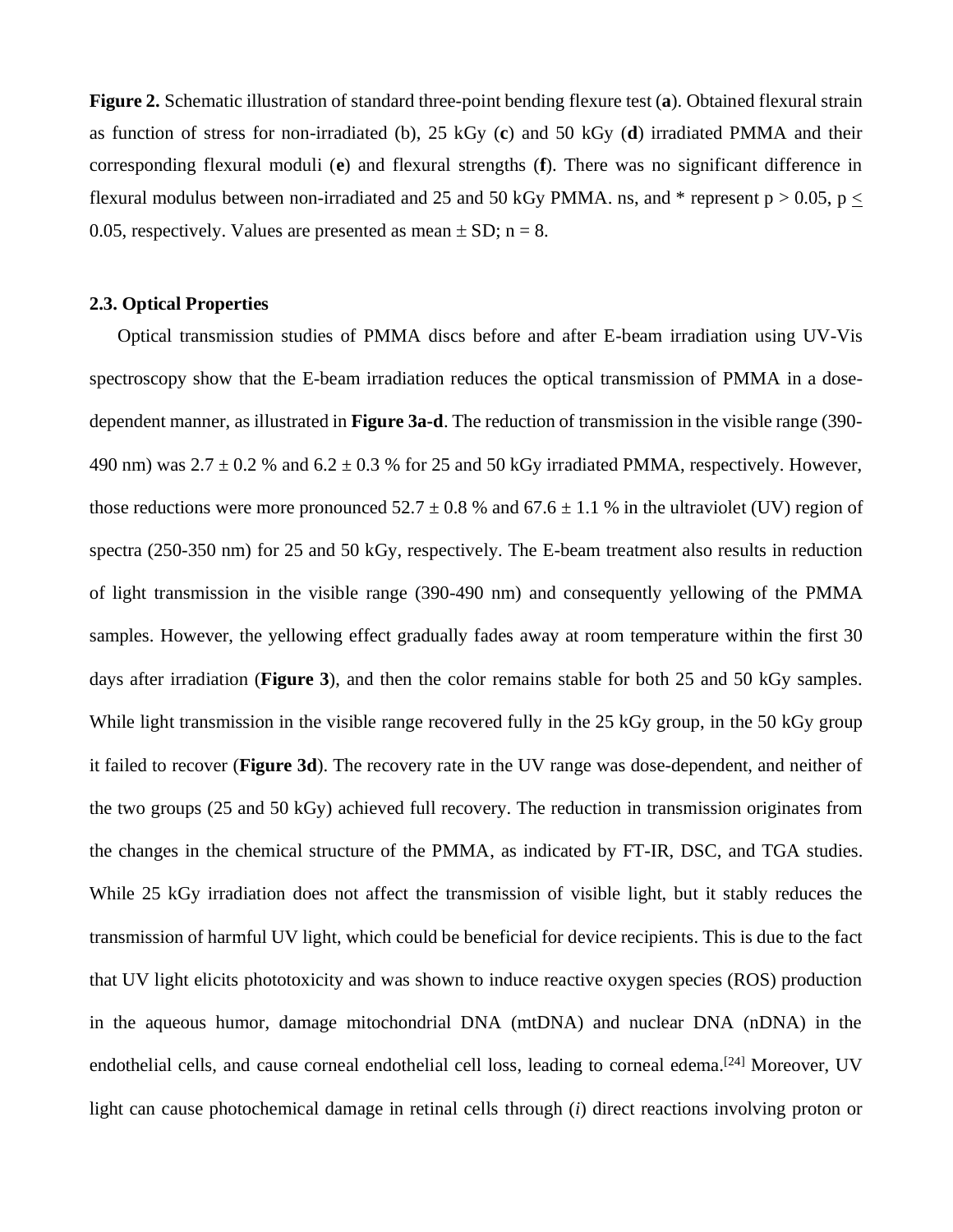**Figure 2.** Schematic illustration of standard three-point bending flexure test (**a**). Obtained flexural strain as function of stress for non-irradiated (b), 25 kGy (**c**) and 50 kGy (**d**) irradiated PMMA and their corresponding flexural moduli (**e**) and flexural strengths (**f**). There was no significant difference in flexural modulus between non-irradiated and 25 and 50 kGy PMMA. ns, and * represent $p > 0.05$, $p \leq 0.05$, respectively. Values are presented as mean ± SD; n = 8.

### 2.3. Optical Properties

Optical transmission studies of PMMA discs before and after E-beam irradiation using UV-Vis spectroscopy show that the E-beam irradiation reduces the optical transmission of PMMA in a dose-dependent manner, as illustrated in **Figure 3a-d**. The reduction of transmission in the visible range (390-490 nm) was 2.7 ± 0.2 % and 6.2 ± 0.3 % for 25 and 50 kGy irradiated PMMA, respectively. However, those reductions were more pronounced 52.7 ± 0.8 % and 67.6 ± 1.1 % in the ultraviolet (UV) region of spectra (250-350 nm) for 25 and 50 kGy, respectively. The E-beam treatment also results in reduction of light transmission in the visible range (390-490 nm) and consequently yellowing of the PMMA samples. However, the yellowing effect gradually fades away at room temperature within the first 30 days after irradiation (**Figure 3**), and then the color remains stable for both 25 and 50 kGy samples. While light transmission in the visible range recovered fully in the 25 kGy group, in the 50 kGy group it failed to recover (**Figure 3d**). The recovery rate in the UV range was dose-dependent, and neither of the two groups (25 and 50 kGy) achieved full recovery. The reduction in transmission originates from the changes in the chemical structure of the PMMA, as indicated by FT-IR, DSC, and TGA studies. While 25 kGy irradiation does not affect the transmission of visible light, but it stably reduces the transmission of harmful UV light, which could be beneficial for device recipients. This is due to the fact that UV light elicits phototoxicity and was shown to induce reactive oxygen species (ROS) production in the aqueous humor, damage mitochondrial DNA (mtDNA) and nuclear DNA (nDNA) in the endothelial cells, and cause corneal endothelial cell loss, leading to corneal edema.[24] Moreover, UV light can cause photochemical damage in retinal cells through (*i*) direct reactions involving proton or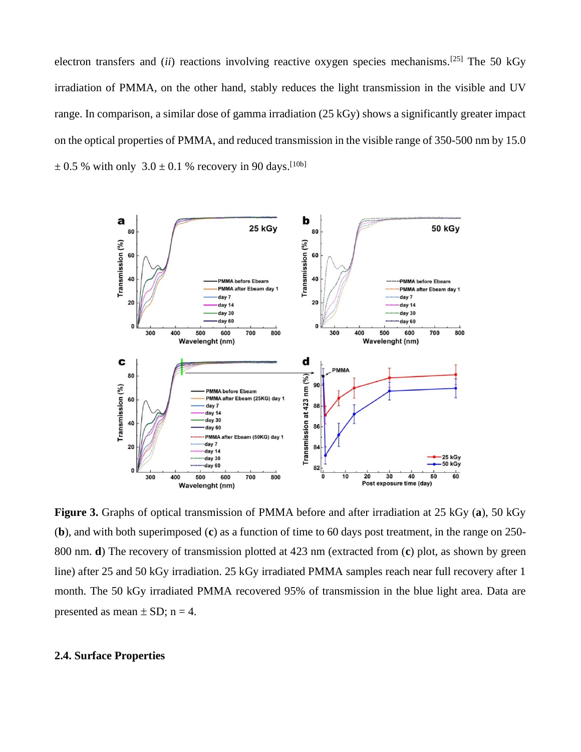electron transfers and (*ii*) reactions involving reactive oxygen species mechanisms.[25] The 50 kGy irradiation of PMMA, on the other hand, stably reduces the light transmission in the visible and UV range. In comparison, a similar dose of gamma irradiation (25 kGy) shows a significantly greater impact on the optical properties of PMMA, and reduced transmission in the visible range of 350-500 nm by 15.0 ± 0.5 % with only 3.0 ± 0.1 % recovery in 90 days.[10b]

a
25 kGy
Transmission (%)
Wavelenght (nm)
PMMA before Ebeam
PMMA after Ebeam day 1
day 7
day 14
day 30
day 60

b
50 kGy
Transmission (%)
Wavelenght (nm)
PMMA before Ebeam
PMMA after Ebeam day 1
day 7
day 14
day 30
day 60

c
Transmission (%)
Wavelenght (nm)
PMMA before Ebeam
PMMA after Ebeam (25KG) day 1
day 7
day 14
day 30
day 60
PMMA after Ebeam (50KG) day 1
day 7
day 14
day 30
day 60

d
PMMA
Transmission at 423 nm (%)
Post exposure time (day)
25 kGy
50 kGy

**Figure 3.** Graphs of optical transmission of PMMA before and after irradiation at 25 kGy (**a**), 50 kGy (**b**), and with both superimposed (**c**) as a function of time to 60 days post treatment, in the range on 250-800 nm. **d**) The recovery of transmission plotted at 423 nm (extracted from (**c**) plot, as shown by green line) after 25 and 50 kGy irradiation. 25 kGy irradiated PMMA samples reach near full recovery after 1 month. The 50 kGy irradiated PMMA recovered 95% of transmission in the blue light area. Data are presented as mean ± SD; n = 4.

### 2.4. Surface Properties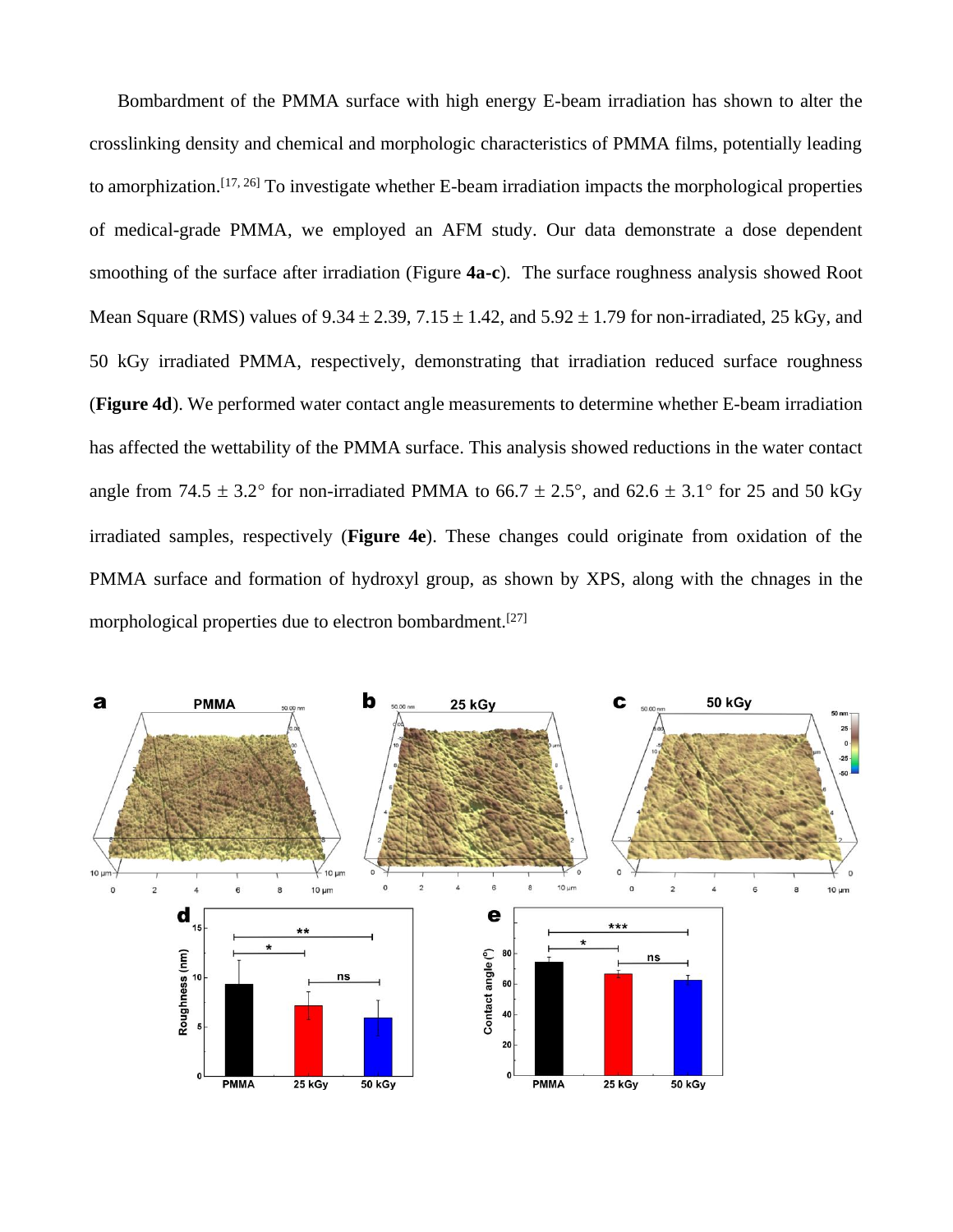Bombardment of the PMMA surface with high energy E-beam irradiation has shown to alter the crosslinking density and chemical and morphologic characteristics of PMMA films, potentially leading to amorphization.[17, 26] To investigate whether E-beam irradiation impacts the morphological properties of medical-grade PMMA, we employed an AFM study. Our data demonstrate a dose dependent smoothing of the surface after irradiation (Figure **4a-c**). The surface roughness analysis showed Root Mean Square (RMS) values of $9.34 \pm 2.39$, $7.15 \pm 1.42$, and $5.92 \pm 1.79$ for non-irradiated, 25 kGy, and 50 kGy irradiated PMMA, respectively, demonstrating that irradiation reduced surface roughness (**Figure 4d**). We performed water contact angle measurements to determine whether E-beam irradiation has affected the wettability of the PMMA surface. This analysis showed reductions in the water contact angle from $74.5 \pm 3.2°$ for non-irradiated PMMA to $66.7 \pm 2.5°$, and $62.6 \pm 3.1°$ for 25 and 50 kGy irradiated samples, respectively (**Figure 4e**). These changes could originate from oxidation of the PMMA surface and formation of hydroxyl group, as shown by XPS, along with the chnages in the morphological properties due to electron bombardment.[27]

a PMMA

b 25 kGy

c 50 kGy

50 nm
25
0
-25
-50

10 µm

0 2 4 6 8 10 µm

d

Roughness (nm)

15
10
5
0

PMMA 25 kGy 50 kGy

**
*
ns

e

Contact angle (°)

80
60
40
20
0

PMMA 25 kGy 50 kGy

***
*
ns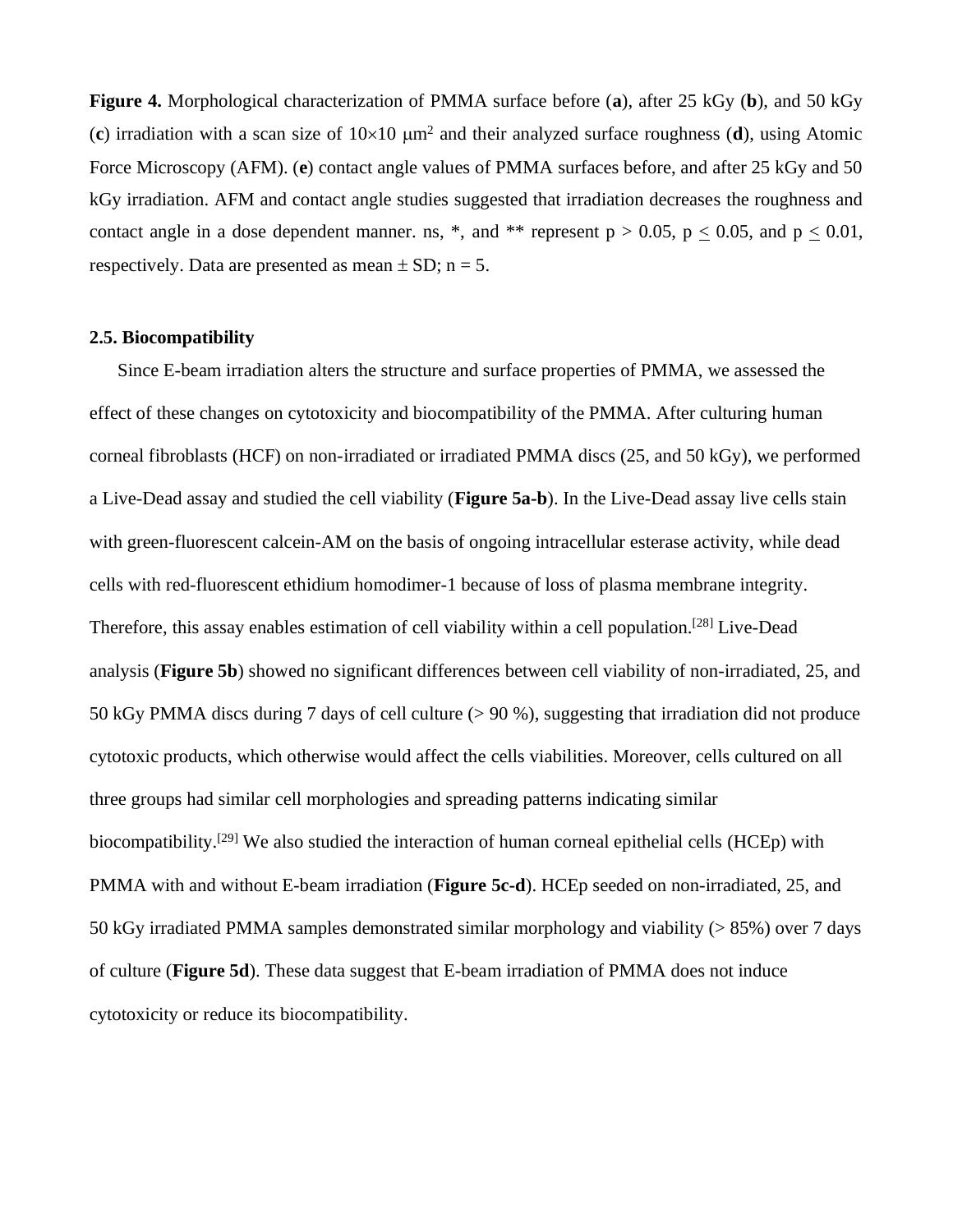**Figure 4.** Morphological characterization of PMMA surface before (**a**), after 25 kGy (**b**), and 50 kGy (**c**) irradiation with a scan size of $10\times10$ $\mu m^2$ and their analyzed surface roughness (**d**), using Atomic Force Microscopy (AFM). (**e**) contact angle values of PMMA surfaces before, and after 25 kGy and 50 kGy irradiation. AFM and contact angle studies suggested that irradiation decreases the roughness and contact angle in a dose dependent manner. ns, *, and ** represent $p > 0.05$, $p \leq 0.05$, and $p \leq 0.01$, respectively. Data are presented as mean $\pm$ SD; n = 5.

### 2.5. Biocompatibility

Since E-beam irradiation alters the structure and surface properties of PMMA, we assessed the effect of these changes on cytotoxicity and biocompatibility of the PMMA. After culturing human corneal fibroblasts (HCF) on non-irradiated or irradiated PMMA discs (25, and 50 kGy), we performed a Live-Dead assay and studied the cell viability (**Figure 5a-b**). In the Live-Dead assay live cells stain with green-fluorescent calcein-AM on the basis of ongoing intracellular esterase activity, while dead cells with red-fluorescent ethidium homodimer-1 because of loss of plasma membrane integrity. Therefore, this assay enables estimation of cell viability within a cell population.[28] Live-Dead analysis (**Figure 5b**) showed no significant differences between cell viability of non-irradiated, 25, and 50 kGy PMMA discs during 7 days of cell culture (> 90 %), suggesting that irradiation did not produce cytotoxic products, which otherwise would affect the cells viabilities. Moreover, cells cultured on all three groups had similar cell morphologies and spreading patterns indicating similar biocompatibility.[29] We also studied the interaction of human corneal epithelial cells (HCEp) with PMMA with and without E-beam irradiation (**Figure 5c-d**). HCEp seeded on non-irradiated, 25, and 50 kGy irradiated PMMA samples demonstrated similar morphology and viability (> 85%) over 7 days of culture (**Figure 5d**). These data suggest that E-beam irradiation of PMMA does not induce cytotoxicity or reduce its biocompatibility.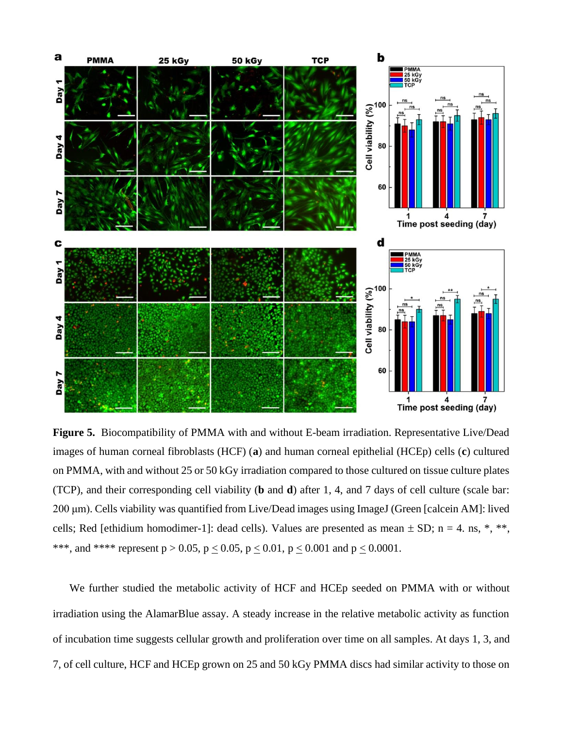a

PMMA 25 kGy 50 kGy TCP

Day 1

Day 4

Day 7

b

PMMA
25 kGy
50 kGy
TCP

Cell viability (%)

100

80

60

1 4 7

Time post seeding (day)

c

Day 1

Day 4

Day 7

d

PMMA
25 kGy
50 kGy
TCP

Cell viability (%)

100

80

60

1 4 7

Time post seeding (day)

**Figure 5.** Biocompatibility of PMMA with and without E-beam irradiation. Representative Live/Dead images of human corneal fibroblasts (HCF) (**a**) and human corneal epithelial (HCEp) cells (**c**) cultured on PMMA, with and without 25 or 50 kGy irradiation compared to those cultured on tissue culture plates (TCP), and their corresponding cell viability (**b** and **d**) after 1, 4, and 7 days of cell culture (scale bar: 200 μm). Cells viability was quantified from Live/Dead images using ImageJ (Green [calcein AM]: lived cells; Red [ethidium homodimer-1]: dead cells). Values are presented as mean ± SD; n = 4. ns, *, **, ***, and **** represent $p > 0.05$, $p \leq 0.05$, $p \leq 0.01$, $p \leq 0.001$ and $p \leq 0.0001$.

We further studied the metabolic activity of HCF and HCEp seeded on PMMA with or without irradiation using the AlamarBlue assay. A steady increase in the relative metabolic activity as function of incubation time suggests cellular growth and proliferation over time on all samples. At days 1, 3, and 7, of cell culture, HCF and HCEp grown on 25 and 50 kGy PMMA discs had similar activity to those on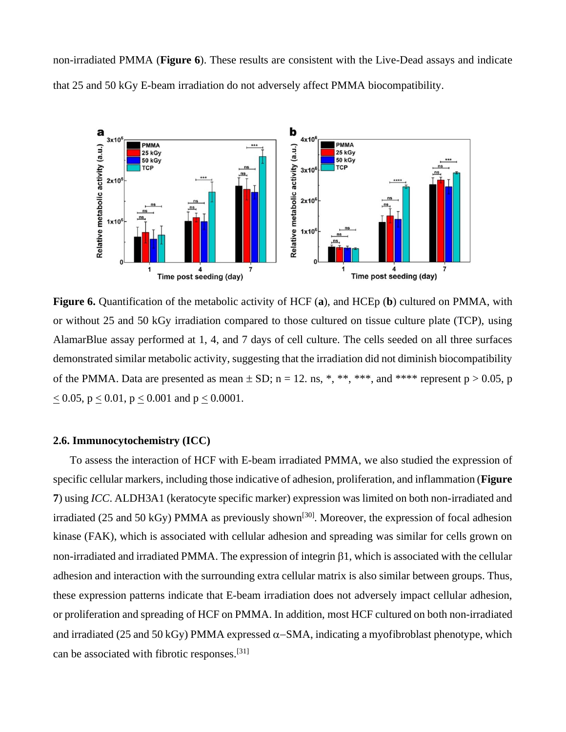non-irradiated PMMA (**Figure 6**). These results are consistent with the Live-Dead assays and indicate that 25 and 50 kGy E-beam irradiation do not adversely affect PMMA biocompatibility.

a

Relative metabolic activity (a.u.)

3x10^6

2x10^6

1x10^6

0

PMMA
25 kGy
50 kGy
TCP

ns
ns
ns
ns
ns
***
ns
ns
***

1
4
7

Time post seeding (day)

b

Relative metabolic activity (a.u.)

4x10^6

3x10^6

2x10^6

1x10^6

0

PMMA
25 kGy
50 kGy
TCP

ns
ns
ns
ns
ns
****
ns
ns
***

1
4
7

Time post seeding (day)

**Figure 6.** Quantification of the metabolic activity of HCF (**a**), and HCEp (**b**) cultured on PMMA, with or without 25 and 50 kGy irradiation compared to those cultured on tissue culture plate (TCP), using AlamarBlue assay performed at 1, 4, and 7 days of cell culture. The cells seeded on all three surfaces demonstrated similar metabolic activity, suggesting that the irradiation did not diminish biocompatibility of the PMMA. Data are presented as mean ± SD; n = 12. ns, *, **, ***, and **** represent $p > 0.05$, $p \leq 0.05$, $p \leq 0.01$, $p \leq 0.001$ and $p \leq 0.0001$.

### 2.6. Immunocytochemistry (ICC)

To assess the interaction of HCF with E-beam irradiated PMMA, we also studied the expression of specific cellular markers, including those indicative of adhesion, proliferation, and inflammation (**Figure 7**) using *ICC*. ALDH3A1 (keratocyte specific marker) expression was limited on both non-irradiated and irradiated (25 and 50 kGy) PMMA as previously shown[30]. Moreover, the expression of focal adhesion kinase (FAK), which is associated with cellular adhesion and spreading was similar for cells grown on non-irradiated and irradiated PMMA. The expression of integrin β1, which is associated with the cellular adhesion and interaction with the surrounding extra cellular matrix is also similar between groups. Thus, these expression patterns indicate that E-beam irradiation does not adversely impact cellular adhesion, or proliferation and spreading of HCF on PMMA. In addition, most HCF cultured on both non-irradiated and irradiated (25 and 50 kGy) PMMA expressed α−SMA, indicating a myofibroblast phenotype, which can be associated with fibrotic responses.[31]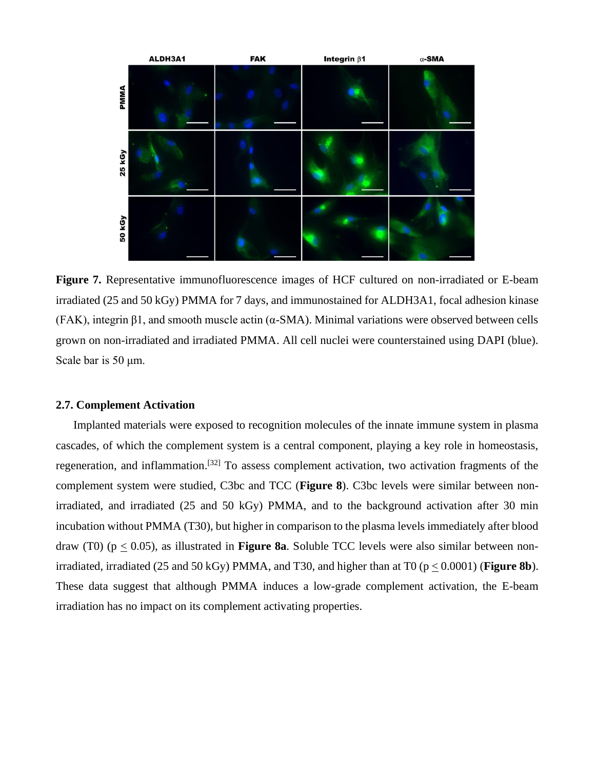ALDH3A1

FAK

Integrin β1

α-SMA

PMMA

25 kGy

50 kGy

**Figure 7.** Representative immunofluorescence images of HCF cultured on non-irradiated or E-beam irradiated (25 and 50 kGy) PMMA for 7 days, and immunostained for ALDH3A1, focal adhesion kinase (FAK), integrin β1, and smooth muscle actin (α-SMA). Minimal variations were observed between cells grown on non-irradiated and irradiated PMMA. All cell nuclei were counterstained using DAPI (blue). Scale bar is 50 μm.

### 2.7. Complement Activation

Implanted materials were exposed to recognition molecules of the innate immune system in plasma cascades, of which the complement system is a central component, playing a key role in homeostasis, regeneration, and inflammation.[32] To assess complement activation, two activation fragments of the complement system were studied, C3bc and TCC (**Figure 8**). C3bc levels were similar between non-irradiated, and irradiated (25 and 50 kGy) PMMA, and to the background activation after 30 min incubation without PMMA (T30), but higher in comparison to the plasma levels immediately after blood draw (T0) ($p \leq 0.05$), as illustrated in **Figure 8a**. Soluble TCC levels were also similar between non-irradiated, irradiated (25 and 50 kGy) PMMA, and T30, and higher than at T0 ($p \leq 0.0001$) (**Figure 8b**). These data suggest that although PMMA induces a low-grade complement activation, the E-beam irradiation has no impact on its complement activating properties.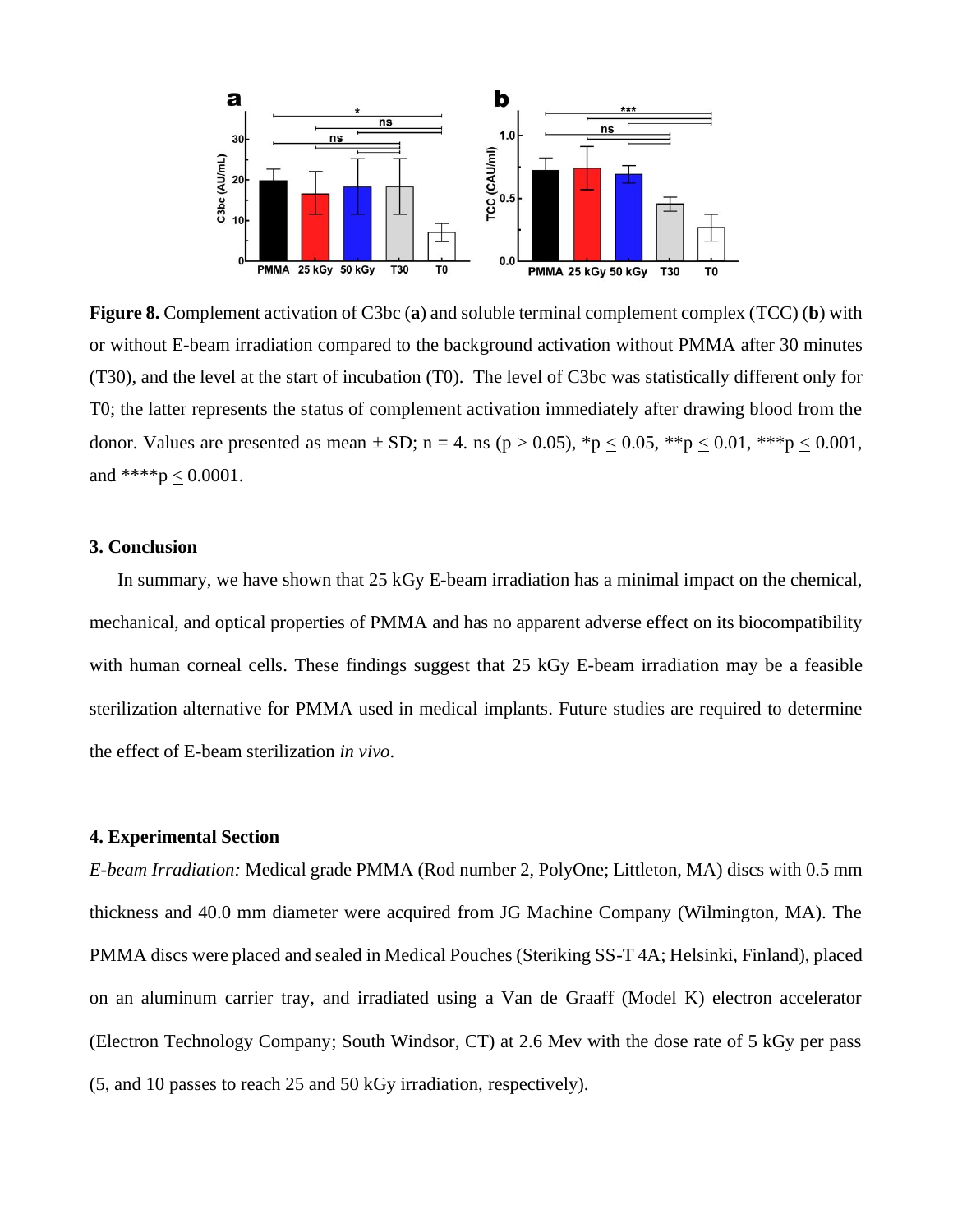a

C3bc (AU/mL)

30
20
10
0

\*
ns
ns

PMMA 25 kGy 50 kGy T30 T0

b

TCC (CAU/ml)

1.0
0.5
0.0

\*\*\*
ns

PMMA 25 kGy 50 kGy T30 T0

**Figure 8.** Complement activation of C3bc (**a**) and soluble terminal complement complex (TCC) (**b**) with or without E-beam irradiation compared to the background activation without PMMA after 30 minutes (T30), and the level at the start of incubation (T0). The level of C3bc was statistically different only for T0; the latter represents the status of complement activation immediately after drawing blood from the donor. Values are presented as mean ± SD; n = 4. ns ($p > 0.05$), *$p \leq 0.05$, **$p \leq 0.01$, ***$p \leq 0.001$, and ****$p \leq 0.0001$.

### 3. Conclusion

In summary, we have shown that 25 kGy E-beam irradiation has a minimal impact on the chemical, mechanical, and optical properties of PMMA and has no apparent adverse effect on its biocompatibility with human corneal cells. These findings suggest that 25 kGy E-beam irradiation may be a feasible sterilization alternative for PMMA used in medical implants. Future studies are required to determine the effect of E-beam sterilization *in vivo*.

### 4. Experimental Section

*E-beam Irradiation:* Medical grade PMMA (Rod number 2, PolyOne; Littleton, MA) discs with 0.5 mm thickness and 40.0 mm diameter were acquired from JG Machine Company (Wilmington, MA). The PMMA discs were placed and sealed in Medical Pouches (Steriking SS-T 4A; Helsinki, Finland), placed on an aluminum carrier tray, and irradiated using a Van de Graaff (Model K) electron accelerator (Electron Technology Company; South Windsor, CT) at 2.6 Mev with the dose rate of 5 kGy per pass (5, and 10 passes to reach 25 and 50 kGy irradiation, respectively).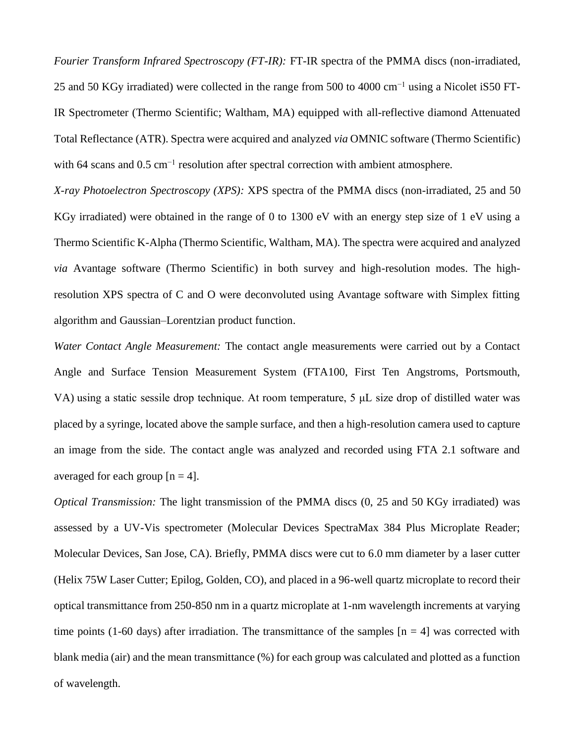*Fourier Transform Infrared Spectroscopy (FT-IR):* FT-IR spectra of the PMMA discs (non-irradiated, 25 and 50 KGy irradiated) were collected in the range from 500 to 4000 $cm^{-1}$ using a Nicolet iS50 FT-IR Spectrometer (Thermo Scientific; Waltham, MA) equipped with all-reflective diamond Attenuated Total Reflectance (ATR). Spectra were acquired and analyzed *via* OMNIC software (Thermo Scientific) with 64 scans and 0.5 $cm^{-1}$ resolution after spectral correction with ambient atmosphere.

*X-ray Photoelectron Spectroscopy (XPS):* XPS spectra of the PMMA discs (non-irradiated, 25 and 50 KGy irradiated) were obtained in the range of 0 to 1300 eV with an energy step size of 1 eV using a Thermo Scientific K-Alpha (Thermo Scientific, Waltham, MA). The spectra were acquired and analyzed *via* Avantage software (Thermo Scientific) in both survey and high-resolution modes. The high-resolution XPS spectra of C and O were deconvoluted using Avantage software with Simplex fitting algorithm and Gaussian–Lorentzian product function.

*Water Contact Angle Measurement:* The contact angle measurements were carried out by a Contact Angle and Surface Tension Measurement System (FTA100, First Ten Angstroms, Portsmouth, VA) using a static sessile drop technique. At room temperature, 5 μL size drop of distilled water was placed by a syringe, located above the sample surface, and then a high-resolution camera used to capture an image from the side. The contact angle was analyzed and recorded using FTA 2.1 software and averaged for each group [$n = 4$].

*Optical Transmission:* The light transmission of the PMMA discs (0, 25 and 50 KGy irradiated) was assessed by a UV-Vis spectrometer (Molecular Devices SpectraMax 384 Plus Microplate Reader; Molecular Devices, San Jose, CA). Briefly, PMMA discs were cut to 6.0 mm diameter by a laser cutter (Helix 75W Laser Cutter; Epilog, Golden, CO), and placed in a 96-well quartz microplate to record their optical transmittance from 250-850 nm in a quartz microplate at 1-nm wavelength increments at varying time points (1-60 days) after irradiation. The transmittance of the samples [$n = 4$] was corrected with blank media (air) and the mean transmittance (%) for each group was calculated and plotted as a function of wavelength.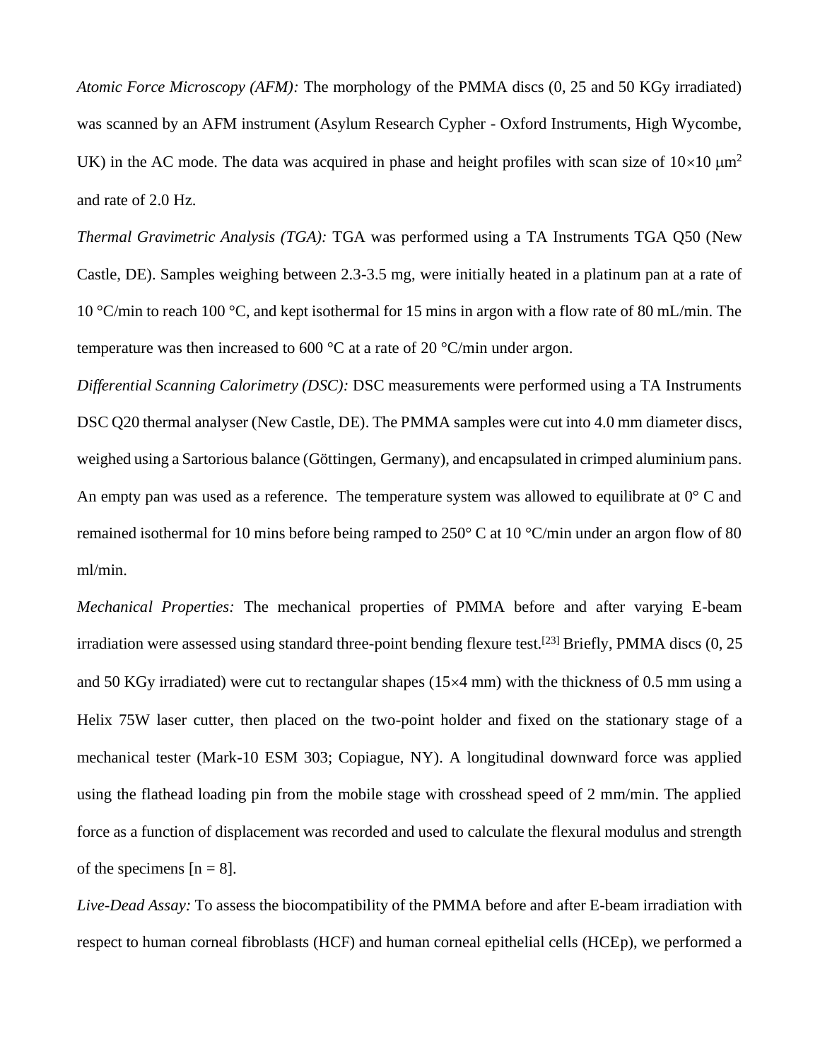*Atomic Force Microscopy (AFM):* The morphology of the PMMA discs (0, 25 and 50 KGy irradiated) was scanned by an AFM instrument (Asylum Research Cypher - Oxford Instruments, High Wycombe, UK) in the AC mode. The data was acquired in phase and height profiles with scan size of $10 \times 10\ \mu m^2$ and rate of 2.0 Hz.

*Thermal Gravimetric Analysis (TGA):* TGA was performed using a TA Instruments TGA Q50 (New Castle, DE). Samples weighing between 2.3-3.5 mg, were initially heated in a platinum pan at a rate of 10 °C/min to reach 100 °C, and kept isothermal for 15 mins in argon with a flow rate of 80 mL/min. The temperature was then increased to 600 °C at a rate of 20 °C/min under argon.

*Differential Scanning Calorimetry (DSC):* DSC measurements were performed using a TA Instruments DSC Q20 thermal analyser (New Castle, DE). The PMMA samples were cut into 4.0 mm diameter discs, weighed using a Sartorious balance (Göttingen, Germany), and encapsulated in crimped aluminium pans. An empty pan was used as a reference. The temperature system was allowed to equilibrate at 0° C and remained isothermal for 10 mins before being ramped to 250° C at 10 °C/min under an argon flow of 80 ml/min.

*Mechanical Properties:* The mechanical properties of PMMA before and after varying E-beam irradiation were assessed using standard three-point bending flexure test.[23] Briefly, PMMA discs (0, 25 and 50 KGy irradiated) were cut to rectangular shapes ($15 \times 4$ mm) with the thickness of 0.5 mm using a Helix 75W laser cutter, then placed on the two-point holder and fixed on the stationary stage of a mechanical tester (Mark-10 ESM 303; Copiague, NY). A longitudinal downward force was applied using the flathead loading pin from the mobile stage with crosshead speed of 2 mm/min. The applied force as a function of displacement was recorded and used to calculate the flexural modulus and strength of the specimens [$n = 8$].

*Live-Dead Assay:* To assess the biocompatibility of the PMMA before and after E-beam irradiation with respect to human corneal fibroblasts (HCF) and human corneal epithelial cells (HCEp), we performed a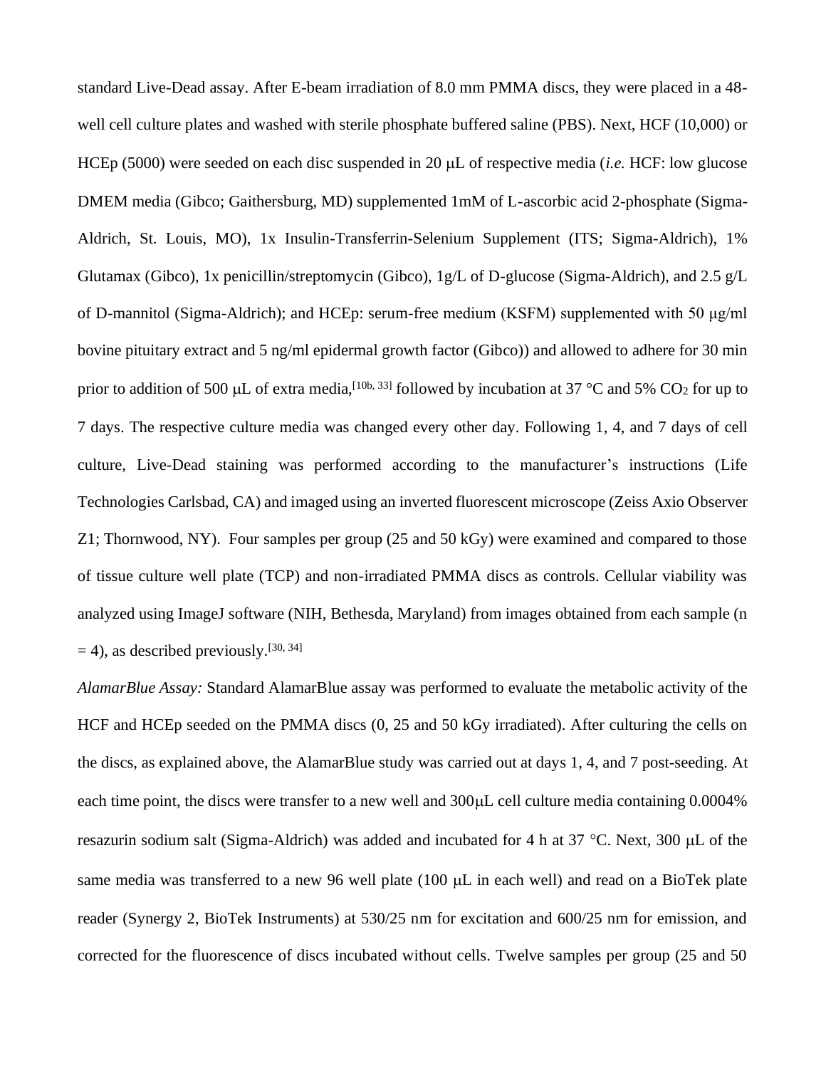standard Live-Dead assay. After E-beam irradiation of 8.0 mm PMMA discs, they were placed in a 48-well cell culture plates and washed with sterile phosphate buffered saline (PBS). Next, HCF (10,000) or HCEp (5000) were seeded on each disc suspended in 20 μL of respective media (*i.e.* HCF: low glucose DMEM media (Gibco; Gaithersburg, MD) supplemented 1mM of L-ascorbic acid 2-phosphate (Sigma-Aldrich, St. Louis, MO), 1x Insulin-Transferrin-Selenium Supplement (ITS; Sigma-Aldrich), 1% Glutamax (Gibco), 1x penicillin/streptomycin (Gibco), 1g/L of D-glucose (Sigma-Aldrich), and 2.5 g/L of D-mannitol (Sigma-Aldrich); and HCEp: serum-free medium (KSFM) supplemented with 50 μg/ml bovine pituitary extract and 5 ng/ml epidermal growth factor (Gibco)) and allowed to adhere for 30 min prior to addition of 500 μL of extra media,[10b, 33] followed by incubation at 37 °C and 5% $CO_2$ for up to 7 days. The respective culture media was changed every other day. Following 1, 4, and 7 days of cell culture, Live-Dead staining was performed according to the manufacturer's instructions (Life Technologies Carlsbad, CA) and imaged using an inverted fluorescent microscope (Zeiss Axio Observer Z1; Thornwood, NY). Four samples per group (25 and 50 kGy) were examined and compared to those of tissue culture well plate (TCP) and non-irradiated PMMA discs as controls. Cellular viability was analyzed using ImageJ software (NIH, Bethesda, Maryland) from images obtained from each sample ($n = 4$), as described previously.[30, 34]

*AlamarBlue Assay:* Standard AlamarBlue assay was performed to evaluate the metabolic activity of the HCF and HCEp seeded on the PMMA discs (0, 25 and 50 kGy irradiated). After culturing the cells on the discs, as explained above, the AlamarBlue study was carried out at days 1, 4, and 7 post-seeding. At each time point, the discs were transfer to a new well and 300μL cell culture media containing 0.0004% resazurin sodium salt (Sigma-Aldrich) was added and incubated for 4 h at 37 °C. Next, 300 μL of the same media was transferred to a new 96 well plate (100 μL in each well) and read on a BioTek plate reader (Synergy 2, BioTek Instruments) at 530/25 nm for excitation and 600/25 nm for emission, and corrected for the fluorescence of discs incubated without cells. Twelve samples per group (25 and 50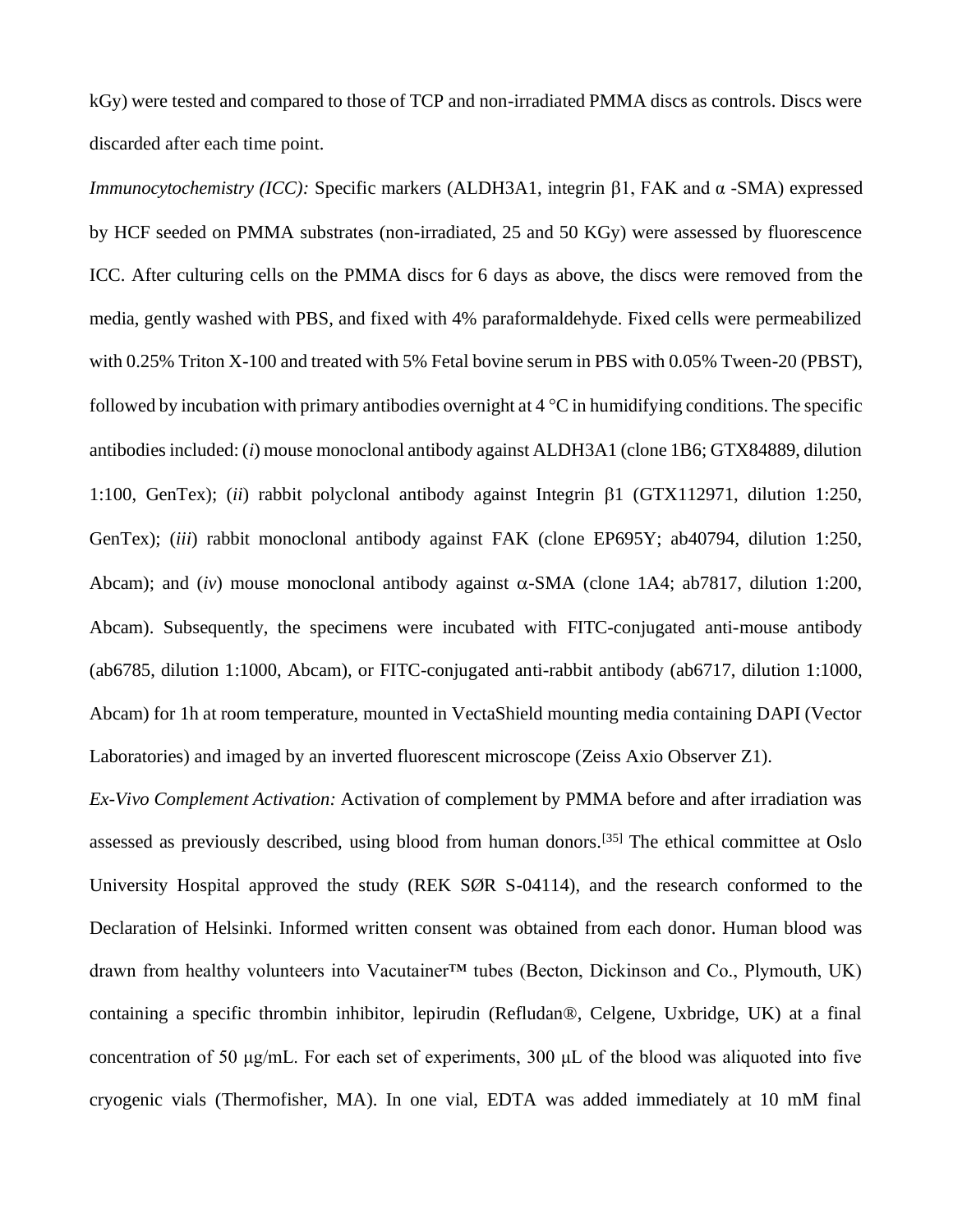kGy) were tested and compared to those of TCP and non-irradiated PMMA discs as controls. Discs were discarded after each time point.

*Immunocytochemistry (ICC):* Specific markers (ALDH3A1, integrin β1, FAK and α -SMA) expressed by HCF seeded on PMMA substrates (non-irradiated, 25 and 50 KGy) were assessed by fluorescence ICC. After culturing cells on the PMMA discs for 6 days as above, the discs were removed from the media, gently washed with PBS, and fixed with 4% paraformaldehyde. Fixed cells were permeabilized with 0.25% Triton X-100 and treated with 5% Fetal bovine serum in PBS with 0.05% Tween-20 (PBST), followed by incubation with primary antibodies overnight at 4 °C in humidifying conditions. The specific antibodies included: (*i*) mouse monoclonal antibody against ALDH3A1 (clone 1B6; GTX84889, dilution 1:100, GenTex); (*ii*) rabbit polyclonal antibody against Integrin β1 (GTX112971, dilution 1:250, GenTex); (*iii*) rabbit monoclonal antibody against FAK (clone EP695Y; ab40794, dilution 1:250, Abcam); and (*iv*) mouse monoclonal antibody against α-SMA (clone 1A4; ab7817, dilution 1:200, Abcam). Subsequently, the specimens were incubated with FITC-conjugated anti-mouse antibody (ab6785, dilution 1:1000, Abcam), or FITC-conjugated anti-rabbit antibody (ab6717, dilution 1:1000, Abcam) for 1h at room temperature, mounted in VectaShield mounting media containing DAPI (Vector Laboratories) and imaged by an inverted fluorescent microscope (Zeiss Axio Observer Z1).

*Ex-Vivo Complement Activation:* Activation of complement by PMMA before and after irradiation was assessed as previously described, using blood from human donors.[35] The ethical committee at Oslo University Hospital approved the study (REK SØR S-04114), and the research conformed to the Declaration of Helsinki. Informed written consent was obtained from each donor. Human blood was drawn from healthy volunteers into Vacutainer™ tubes (Becton, Dickinson and Co., Plymouth, UK) containing a specific thrombin inhibitor, lepirudin (Refludan®, Celgene, Uxbridge, UK) at a final concentration of 50 μg/mL. For each set of experiments, 300 μL of the blood was aliquoted into five cryogenic vials (Thermofisher, MA). In one vial, EDTA was added immediately at 10 mM final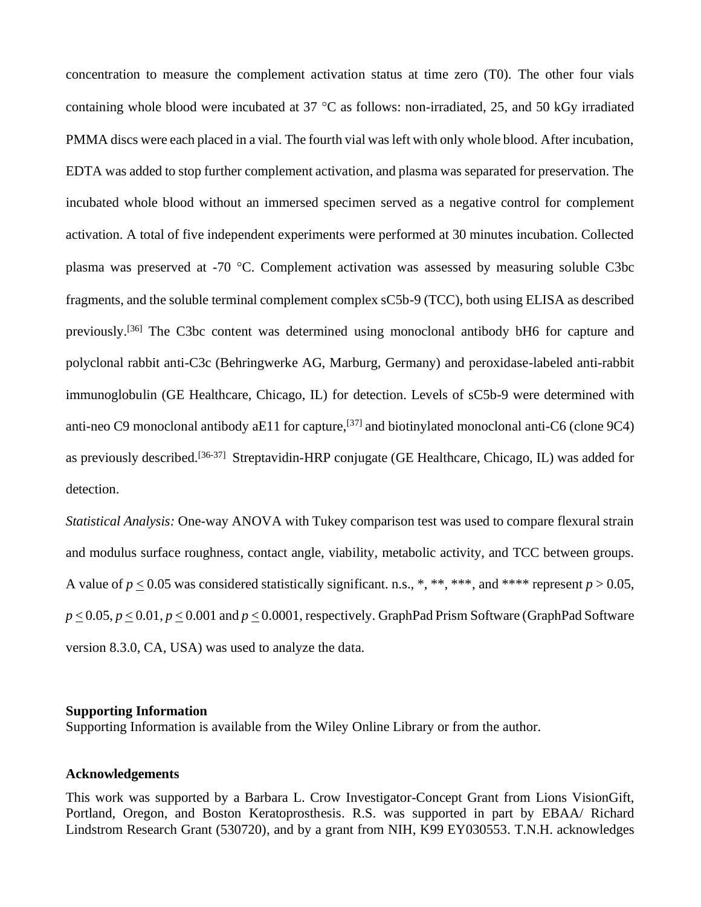concentration to measure the complement activation status at time zero (T0). The other four vials containing whole blood were incubated at 37 °C as follows: non-irradiated, 25, and 50 kGy irradiated PMMA discs were each placed in a vial. The fourth vial was left with only whole blood. After incubation, EDTA was added to stop further complement activation, and plasma was separated for preservation. The incubated whole blood without an immersed specimen served as a negative control for complement activation. A total of five independent experiments were performed at 30 minutes incubation. Collected plasma was preserved at -70 °C. Complement activation was assessed by measuring soluble C3bc fragments, and the soluble terminal complement complex sC5b-9 (TCC), both using ELISA as described previously.[36] The C3bc content was determined using monoclonal antibody bH6 for capture and polyclonal rabbit anti-C3c (Behringwerke AG, Marburg, Germany) and peroxidase-labeled anti-rabbit immunoglobulin (GE Healthcare, Chicago, IL) for detection. Levels of sC5b-9 were determined with anti-neo C9 monoclonal antibody aE11 for capture,[37] and biotinylated monoclonal anti-C6 (clone 9C4) as previously described.[36-37] Streptavidin-HRP conjugate (GE Healthcare, Chicago, IL) was added for detection.

*Statistical Analysis:* One-way ANOVA with Tukey comparison test was used to compare flexural strain and modulus surface roughness, contact angle, viability, metabolic activity, and TCC between groups. A value of $p \leq 0.05$ was considered statistically significant. n.s., *, **, ***, and **** represent $p > 0.05$, $p \leq 0.05$, $p \leq 0.01$, $p \leq 0.001$ and $p \leq 0.0001$, respectively. GraphPad Prism Software (GraphPad Software version 8.3.0, CA, USA) was used to analyze the data.

**Supporting Information**

Supporting Information is available from the Wiley Online Library or from the author.

**Acknowledgements**

This work was supported by a Barbara L. Crow Investigator-Concept Grant from Lions VisionGift, Portland, Oregon, and Boston Keratoprosthesis. R.S. was supported in part by EBAA/ Richard Lindstrom Research Grant (530720), and by a grant from NIH, K99 EY030553. T.N.H. acknowledges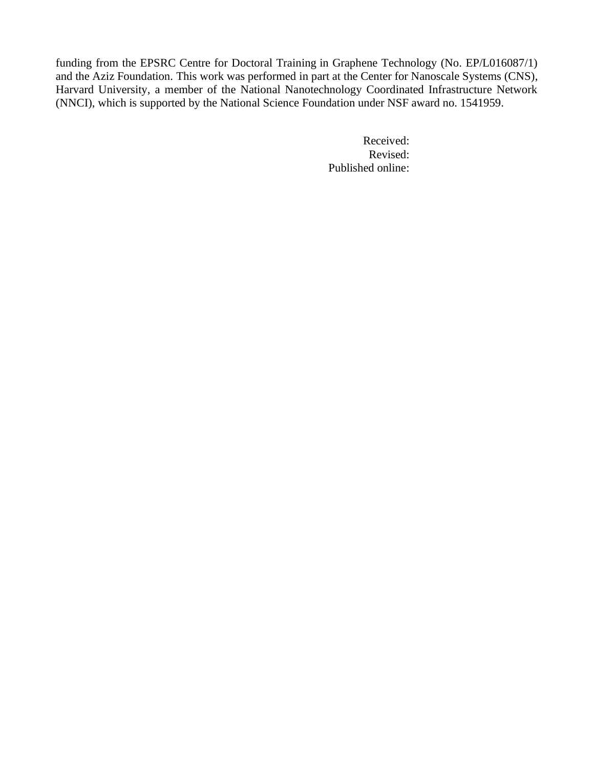funding from the EPSRC Centre for Doctoral Training in Graphene Technology (No. EP/L016087/1) and the Aziz Foundation. This work was performed in part at the Center for Nanoscale Systems (CNS), Harvard University, a member of the National Nanotechnology Coordinated Infrastructure Network (NNCI), which is supported by the National Science Foundation under NSF award no. 1541959.

Received:
Revised:
Published online: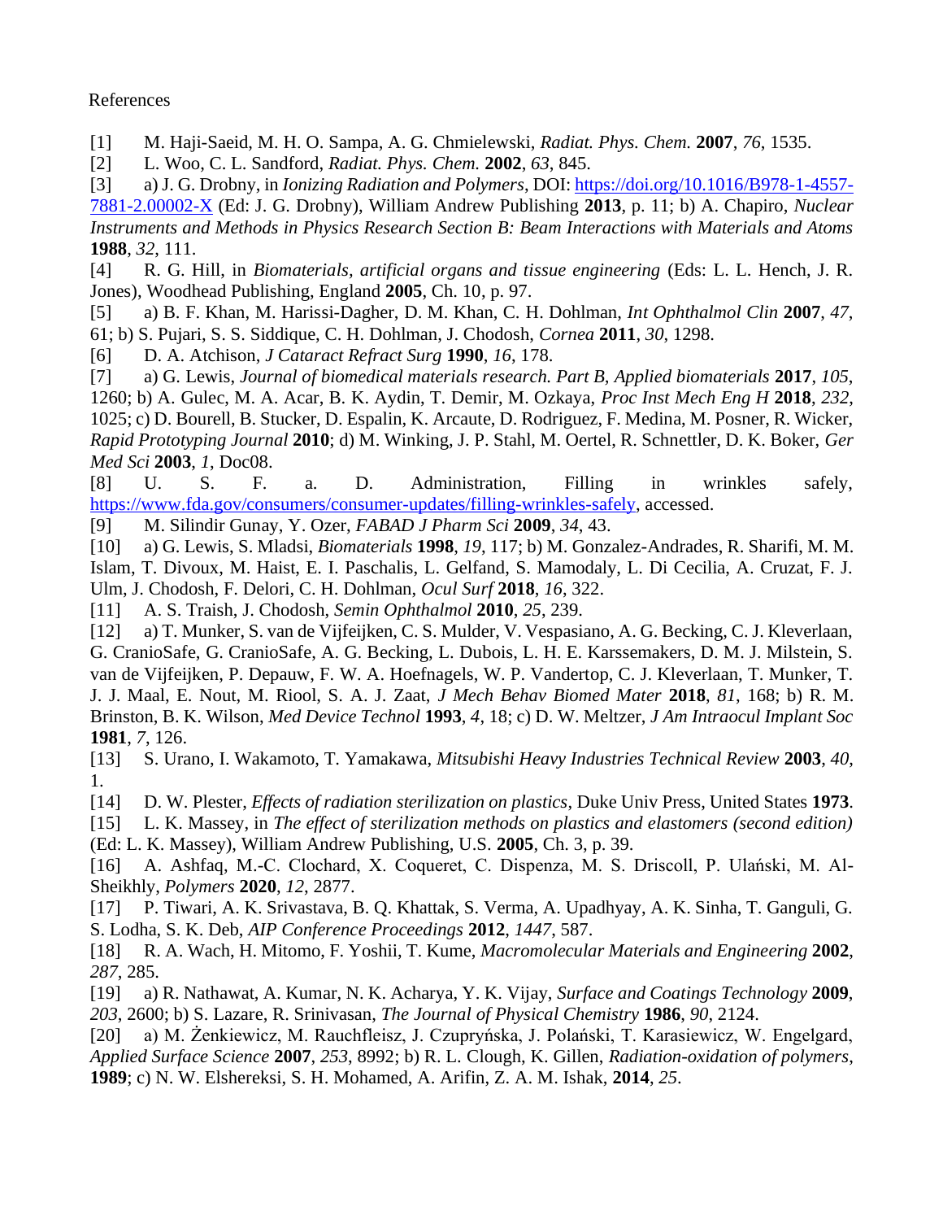References

[1] M. Haji-Saeid, M. H. O. Sampa, A. G. Chmielewski, *Radiat. Phys. Chem.* **2007**, *76*, 1535.

[2] L. Woo, C. L. Sandford, *Radiat. Phys. Chem.* **2002**, *63*, 845.

[3] a) J. G. Drobny, in *Ionizing Radiation and Polymers*, DOI: https://doi.org/10.1016/B978-1-4557-7881-2.00002-X (Ed: J. G. Drobny), William Andrew Publishing **2013**, p. 11; b) A. Chapiro, *Nuclear Instruments and Methods in Physics Research Section B: Beam Interactions with Materials and Atoms* **1988**, *32*, 111.

[4] R. G. Hill, in *Biomaterials, artificial organs and tissue engineering* (Eds: L. L. Hench, J. R. Jones), Woodhead Publishing, England **2005**, Ch. 10, p. 97.

[5] a) B. F. Khan, M. Harissi-Dagher, D. M. Khan, C. H. Dohlman, *Int Ophthalmol Clin* **2007**, *47*, 61; b) S. Pujari, S. S. Siddique, C. H. Dohlman, J. Chodosh, *Cornea* **2011**, *30*, 1298.

[6] D. A. Atchison, *J Cataract Refract Surg* **1990**, *16*, 178.

[7] a) G. Lewis, *Journal of biomedical materials research. Part B, Applied biomaterials* **2017**, *105*, 1260; b) A. Gulec, M. A. Acar, B. K. Aydin, T. Demir, M. Ozkaya, *Proc Inst Mech Eng H* **2018**, *232*, 1025; c) D. Bourell, B. Stucker, D. Espalin, K. Arcaute, D. Rodriguez, F. Medina, M. Posner, R. Wicker, *Rapid Prototyping Journal* **2010**; d) M. Winking, J. P. Stahl, M. Oertel, R. Schnettler, D. K. Boker, *Ger Med Sci* **2003**, *1*, Doc08.

[8] U. S. F. a. D. Administration, Filling in wrinkles safely, https://www.fda.gov/consumers/consumer-updates/filling-wrinkles-safely, accessed.

[9] M. Silindir Gunay, Y. Ozer, *FABAD J Pharm Sci* **2009**, *34*, 43.

[10] a) G. Lewis, S. Mladsi, *Biomaterials* **1998**, *19*, 117; b) M. Gonzalez-Andrades, R. Sharifi, M. M. Islam, T. Divoux, M. Haist, E. I. Paschalis, L. Gelfand, S. Mamodaly, L. Di Cecilia, A. Cruzat, F. J. Ulm, J. Chodosh, F. Delori, C. H. Dohlman, *Ocul Surf* **2018**, *16*, 322.

[11] A. S. Traish, J. Chodosh, *Semin Ophthalmol* **2010**, *25*, 239.

[12] a) T. Munker, S. van de Vijfeijken, C. S. Mulder, V. Vespasiano, A. G. Becking, C. J. Kleverlaan, G. CranioSafe, G. CranioSafe, A. G. Becking, L. Dubois, L. H. E. Karssemakers, D. M. J. Milstein, S. van de Vijfeijken, P. Depauw, F. W. A. Hoefnagels, W. P. Vandertop, C. J. Kleverlaan, T. Munker, T. J. J. Maal, E. Nout, M. Riool, S. A. J. Zaat, *J Mech Behav Biomed Mater* **2018**, *81*, 168; b) R. M. Brinston, B. K. Wilson, *Med Device Technol* **1993**, *4*, 18; c) D. W. Meltzer, *J Am Intraocul Implant Soc* **1981**, *7*, 126.

[13] S. Urano, I. Wakamoto, T. Yamakawa, *Mitsubishi Heavy Industries Technical Review* **2003**, *40*, 1.

[14] D. W. Plester, *Effects of radiation sterilization on plastics*, Duke Univ Press, United States **1973**.

[15] L. K. Massey, in *The effect of sterilization methods on plastics and elastomers (second edition)* (Ed: L. K. Massey), William Andrew Publishing, U.S. **2005**, Ch. 3, p. 39.

[16] A. Ashfaq, M.-C. Clochard, X. Coqueret, C. Dispenza, M. S. Driscoll, P. Ulański, M. Al-Sheikhly, *Polymers* **2020**, *12*, 2877.

[17] P. Tiwari, A. K. Srivastava, B. Q. Khattak, S. Verma, A. Upadhyay, A. K. Sinha, T. Ganguli, G. S. Lodha, S. K. Deb, *AIP Conference Proceedings* **2012**, *1447*, 587.

[18] R. A. Wach, H. Mitomo, F. Yoshii, T. Kume, *Macromolecular Materials and Engineering* **2002**, *287*, 285.

[19] a) R. Nathawat, A. Kumar, N. K. Acharya, Y. K. Vijay, *Surface and Coatings Technology* **2009**, *203*, 2600; b) S. Lazare, R. Srinivasan, *The Journal of Physical Chemistry* **1986**, *90*, 2124.

[20] a) M. Żenkiewicz, M. Rauchfleisz, J. Czupryńska, J. Polański, T. Karasiewicz, W. Engelgard, *Applied Surface Science* **2007**, *253*, 8992; b) R. L. Clough, K. Gillen, *Radiation-oxidation of polymers*, **1989**; c) N. W. Elshereksi, S. H. Mohamed, A. Arifin, Z. A. M. Ishak, **2014**, *25*.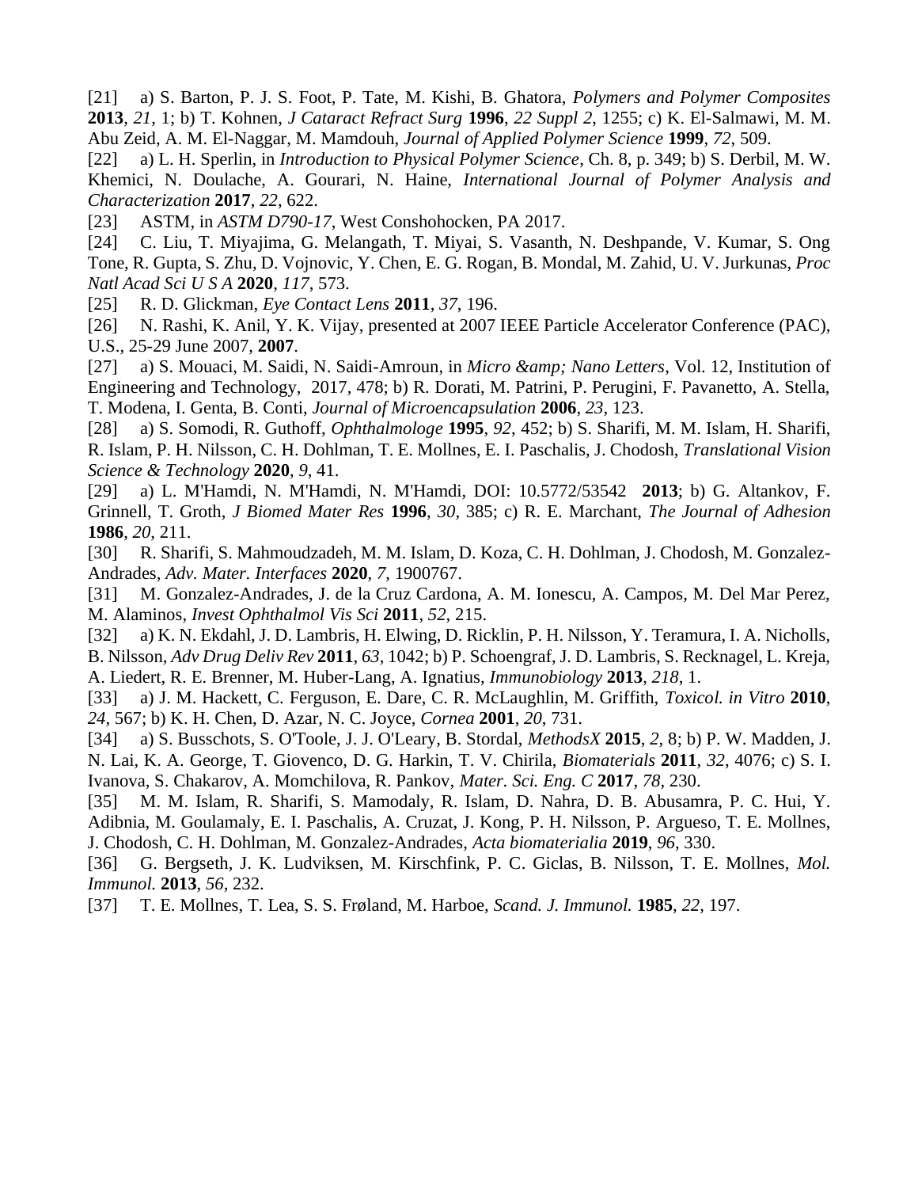[21] a) S. Barton, P. J. S. Foot, P. Tate, M. Kishi, B. Ghatora, *Polymers and Polymer Composites* **2013**, *21*, 1; b) T. Kohnen, *J Cataract Refract Surg* **1996**, *22 Suppl 2*, 1255; c) K. El-Salmawi, M. M. Abu Zeid, A. M. El-Naggar, M. Mamdouh, *Journal of Applied Polymer Science* **1999**, *72*, 509.

[22] a) L. H. Sperlin, in *Introduction to Physical Polymer Science*, Ch. 8, p. 349; b) S. Derbil, M. W. Khemici, N. Doulache, A. Gourari, N. Haine, *International Journal of Polymer Analysis and Characterization* **2017**, *22*, 622.

[23] ASTM, in *ASTM D790-17*, West Conshohocken, PA 2017.

[24] C. Liu, T. Miyajima, G. Melangath, T. Miyai, S. Vasanth, N. Deshpande, V. Kumar, S. Ong Tone, R. Gupta, S. Zhu, D. Vojnovic, Y. Chen, E. G. Rogan, B. Mondal, M. Zahid, U. V. Jurkunas, *Proc Natl Acad Sci U S A* **2020**, *117*, 573.

[25] R. D. Glickman, *Eye Contact Lens* **2011**, *37*, 196.

[26] N. Rashi, K. Anil, Y. K. Vijay, presented at 2007 IEEE Particle Accelerator Conference (PAC), U.S., 25-29 June 2007, **2007**.

[27] a) S. Mouaci, M. Saidi, N. Saidi-Amroun, in *Micro &amp; Nano Letters*, Vol. 12, Institution of Engineering and Technology, 2017, 478; b) R. Dorati, M. Patrini, P. Perugini, F. Pavanetto, A. Stella, T. Modena, I. Genta, B. Conti, *Journal of Microencapsulation* **2006**, *23*, 123.

[28] a) S. Somodi, R. Guthoff, *Ophthalmologe* **1995**, *92*, 452; b) S. Sharifi, M. M. Islam, H. Sharifi, R. Islam, P. H. Nilsson, C. H. Dohlman, T. E. Mollnes, E. I. Paschalis, J. Chodosh, *Translational Vision Science & Technology* **2020**, *9*, 41.

[29] a) L. M'Hamdi, N. M'Hamdi, N. M'Hamdi, DOI: 10.5772/53542 **2013**; b) G. Altankov, F. Grinnell, T. Groth, *J Biomed Mater Res* **1996**, *30*, 385; c) R. E. Marchant, *The Journal of Adhesion* **1986**, *20*, 211.

[30] R. Sharifi, S. Mahmoudzadeh, M. M. Islam, D. Koza, C. H. Dohlman, J. Chodosh, M. Gonzalez-Andrades, *Adv. Mater. Interfaces* **2020**, *7*, 1900767.

[31] M. Gonzalez-Andrades, J. de la Cruz Cardona, A. M. Ionescu, A. Campos, M. Del Mar Perez, M. Alaminos, *Invest Ophthalmol Vis Sci* **2011**, *52*, 215.

[32] a) K. N. Ekdahl, J. D. Lambris, H. Elwing, D. Ricklin, P. H. Nilsson, Y. Teramura, I. A. Nicholls, B. Nilsson, *Adv Drug Deliv Rev* **2011**, *63*, 1042; b) P. Schoengraf, J. D. Lambris, S. Recknagel, L. Kreja, A. Liedert, R. E. Brenner, M. Huber-Lang, A. Ignatius, *Immunobiology* **2013**, *218*, 1.

[33] a) J. M. Hackett, C. Ferguson, E. Dare, C. R. McLaughlin, M. Griffith, *Toxicol. in Vitro* **2010**, *24*, 567; b) K. H. Chen, D. Azar, N. C. Joyce, *Cornea* **2001**, *20*, 731.

[34] a) S. Busschots, S. O'Toole, J. J. O'Leary, B. Stordal, *MethodsX* **2015**, *2*, 8; b) P. W. Madden, J. N. Lai, K. A. George, T. Giovenco, D. G. Harkin, T. V. Chirila, *Biomaterials* **2011**, *32*, 4076; c) S. I. Ivanova, S. Chakarov, A. Momchilova, R. Pankov, *Mater. Sci. Eng. C* **2017**, *78*, 230.

[35] M. M. Islam, R. Sharifi, S. Mamodaly, R. Islam, D. Nahra, D. B. Abusamra, P. C. Hui, Y. Adibnia, M. Goulamaly, E. I. Paschalis, A. Cruzat, J. Kong, P. H. Nilsson, P. Argueso, T. E. Mollnes, J. Chodosh, C. H. Dohlman, M. Gonzalez-Andrades, *Acta biomaterialia* **2019**, *96*, 330.

[36] G. Bergseth, J. K. Ludviksen, M. Kirschfink, P. C. Giclas, B. Nilsson, T. E. Mollnes, *Mol. Immunol.* **2013**, *56*, 232.

[37] T. E. Mollnes, T. Lea, S. S. Frøland, M. Harboe, *Scand. J. Immunol.* **1985**, *22*, 197.